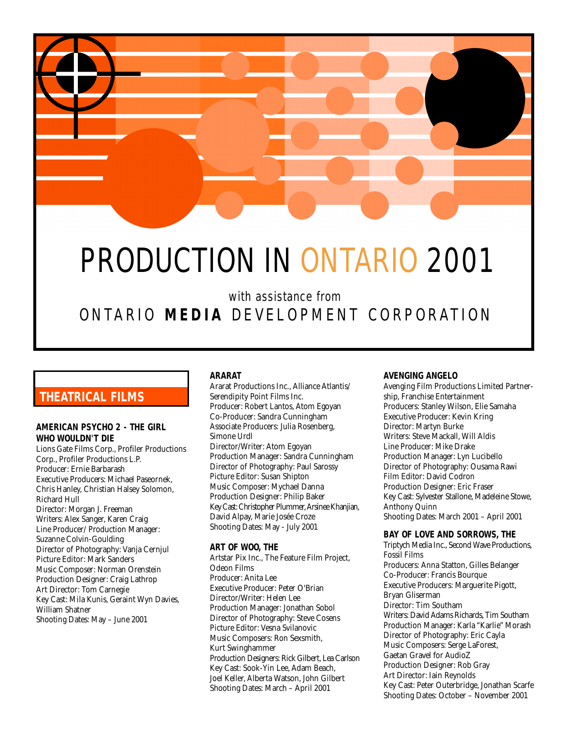# PRODUCTION IN ONTARIO 2001

with assistance from
ONTARIO **MEDIA** DEVELOPMENT CORPORATION

## THEATRICAL FILMS

### AMERICAN PSYCHO 2 - THE GIRL WHO WOULDN'T DIE

Lions Gate Films Corp., Profiler Productions Corp., Profiler Productions L.P.
Producer: Ernie Barbarash
Executive Producers: Michael Paseornek, Chris Hanley, Christian Halsey Solomon, Richard Hull
Director: Morgan J. Freeman
Writers: Alex Sanger, Karen Craig
Line Producer/ Production Manager: Suzanne Colvin-Goulding
Director of Photography: Vanja Cernjul
Picture Editor: Mark Sanders
Music Composer: Norman Orenstein
Production Designer: Craig Lathrop
Art Director: Tom Carnegie
Key Cast: Mila Kunis, Geraint Wyn Davies, William Shatner
Shooting Dates: May – June 2001

### ARARAT

Ararat Productions Inc., Alliance Atlantis/ Serendipity Point Films Inc.
Producer: Robert Lantos, Atom Egoyan
Co-Producer: Sandra Cunningham
Associate Producers: Julia Rosenberg, Simone Urdl
Director/Writer: Atom Egoyan
Production Manager: Sandra Cunningham
Director of Photography: Paul Sarossy
Picture Editor: Susan Shipton
Music Composer: Mychael Danna
Production Designer: Philip Baker
Key Cast: Christopher Plummer, Arsinee Khanjian, David Alpay, Marie Josée Croze
Shooting Dates: May - July 2001

### ART OF WOO, THE

Artstar Pix Inc., The Feature Film Project, Odeon Films
Producer: Anita Lee
Executive Producer: Peter O'Brian
Director/Writer: Helen Lee
Production Manager: Jonathan Sobol
Director of Photography: Steve Cosens
Picture Editor: Vesna Svilanovic
Music Composers: Ron Sexsmith, Kurt Swinghammer
Production Designers: Rick Gilbert, Lea Carlson
Key Cast: Sook-Yin Lee, Adam Beach, Joel Keller, Alberta Watson, John Gilbert
Shooting Dates: March – April 2001

### AVENGING ANGELO

Avenging Film Productions Limited Partnership, Franchise Entertainment
Producers: Stanley Wilson, Elie Samaha
Executive Producer: Kevin Kring
Director: Martyn Burke
Writers: Steve Mackall, Will Aldis
Line Producer: Mike Drake
Production Manager: Lyn Lucibello
Director of Photography: Ousama Rawi
Film Editor: David Codron
Production Designer: Eric Fraser
Key Cast: Sylvester Stallone, Madeleine Stowe, Anthony Quinn
Shooting Dates: March 2001 – April 2001

### BAY OF LOVE AND SORROWS, THE

Triptych Media Inc., Second Wave Productions, Fossil Films
Producers: Anna Statton, Gilles Belanger
Co-Producer: Francis Bourque
Executive Producers: Marguerite Pigott, Bryan Gliserman
Director: Tim Southam
Writers: David Adams Richards, Tim Southam
Production Manager: Karla "Karlie" Morash
Director of Photography: Eric Cayla
Music Composers: Serge LaForest, Gaetan Gravel for AudioZ
Production Designer: Rob Gray
Art Director: Iain Reynolds
Key Cast: Peter Outerbridge, Jonathan Scarfe
Shooting Dates: October – November 2001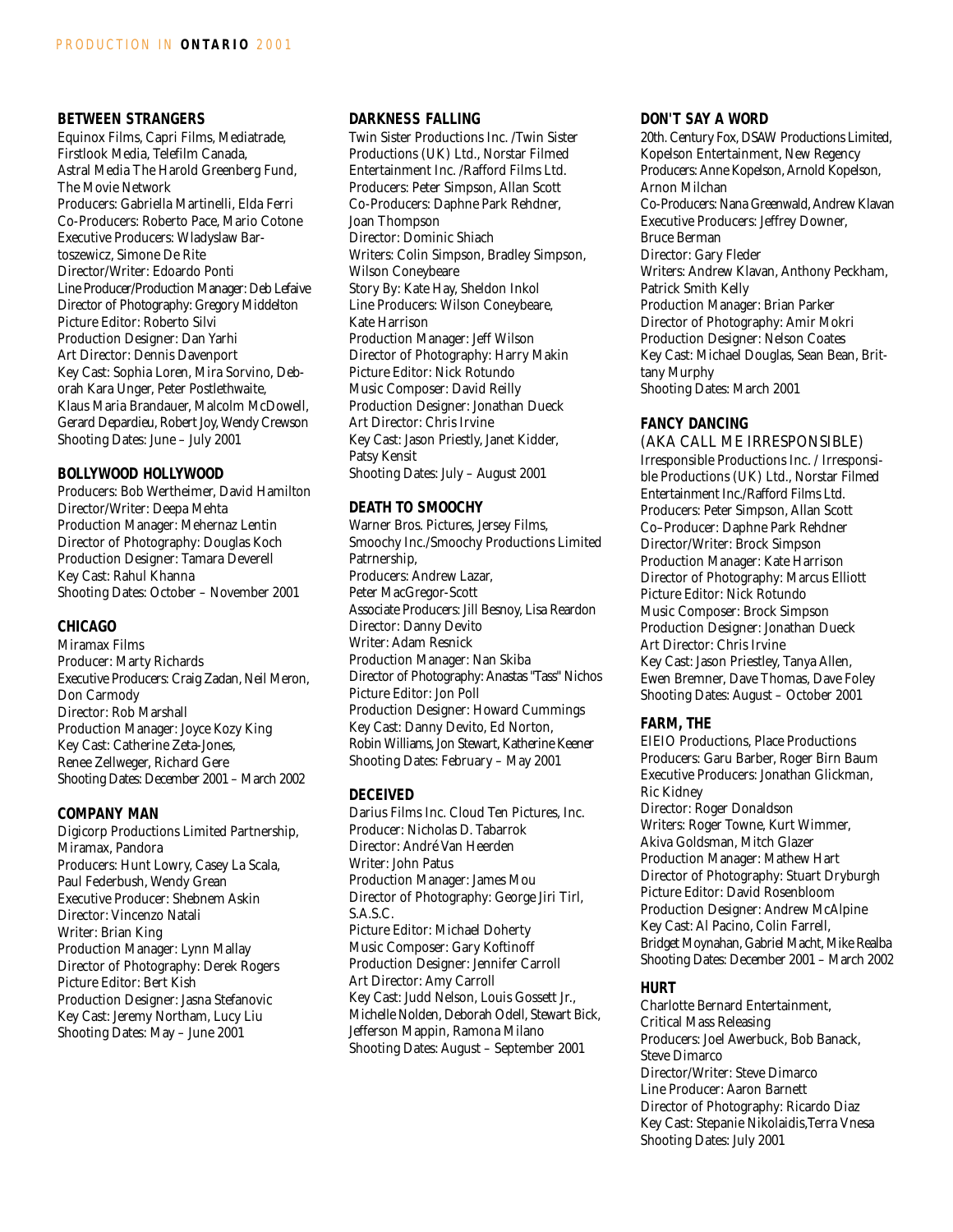### BETWEEN STRANGERS

Equinox Films, Capri Films, Mediatrade, Firstlook Media, Telefilm Canada, Astral Media The Harold Greenberg Fund, The Movie Network
Producers: Gabriella Martinelli, Elda Ferri
Co-Producers: Roberto Pace, Mario Cotone
Executive Producers: Wladyslaw Bartoszewicz, Simone De Rite
Director/Writer: Edoardo Ponti
Line Producer/Production Manager: Deb Lefaive
Director of Photography: Gregory Middelton
Picture Editor: Roberto Silvi
Production Designer: Dan Yarhi
Art Director: Dennis Davenport
Key Cast: Sophia Loren, Mira Sorvino, Deborah Kara Unger, Peter Postlethwaite, Klaus Maria Brandauer, Malcolm McDowell, Gerard Depardieu, Robert Joy, Wendy Crewson
Shooting Dates: June – July 2001

### BOLLYWOOD HOLLYWOOD

Producers: Bob Wertheimer, David Hamilton
Director/Writer: Deepa Mehta
Production Manager: Mehernaz Lentin
Director of Photography: Douglas Koch
Production Designer: Tamara Deverell
Key Cast: Rahul Khanna
Shooting Dates: October – November 2001

### CHICAGO

Miramax Films
Producer: Marty Richards
Executive Producers: Craig Zadan, Neil Meron, Don Carmody
Director: Rob Marshall
Production Manager: Joyce Kozy King
Key Cast: Catherine Zeta-Jones, Renee Zellweger, Richard Gere
Shooting Dates: December 2001 – March 2002

### COMPANY MAN

Digicorp Productions Limited Partnership, Miramax, Pandora
Producers: Hunt Lowry, Casey La Scala, Paul Federbush, Wendy Grean
Executive Producer: Shebnem Askin
Director: Vincenzo Natali
Writer: Brian King
Production Manager: Lynn Mallay
Director of Photography: Derek Rogers
Picture Editor: Bert Kish
Production Designer: Jasna Stefanovic
Key Cast: Jeremy Northam, Lucy Liu
Shooting Dates: May – June 2001

### DARKNESS FALLING

Twin Sister Productions Inc. /Twin Sister Productions (UK) Ltd., Norstar Filmed Entertainment Inc. /Rafford Films Ltd.
Producers: Peter Simpson, Allan Scott
Co-Producers: Daphne Park Rehdner, Joan Thompson
Director: Dominic Shiach
Writers: Colin Simpson, Bradley Simpson, Wilson Coneybeare
Story By: Kate Hay, Sheldon Inkol
Line Producers: Wilson Coneybeare, Kate Harrison
Production Manager: Jeff Wilson
Director of Photography: Harry Makin
Picture Editor: Nick Rotundo
Music Composer: David Reilly
Production Designer: Jonathan Dueck
Art Director: Chris Irvine
Key Cast: Jason Priestly, Janet Kidder, Patsy Kensit
Shooting Dates: July – August 2001

### DEATH TO SMOOCHY

Warner Bros. Pictures, Jersey Films, Smoochy Inc./Smoochy Productions Limited Patrnership,
Producers: Andrew Lazar, Peter MacGregor-Scott
Associate Producers: Jill Besnoy, Lisa Reardon
Director: Danny Devito
Writer: Adam Resnick
Production Manager: Nan Skiba
Director of Photography: Anastas "Tass" Nichos
Picture Editor: Jon Poll
Production Designer: Howard Cummings
Key Cast: Danny Devito, Ed Norton, Robin Williams, Jon Stewart, Katherine Keener
Shooting Dates: February – May 2001

### DECEIVED

Darius Films Inc. Cloud Ten Pictures, Inc.
Producer: Nicholas D. Tabarrok
Director: André Van Heerden
Writer: John Patus
Production Manager: James Mou
Director of Photography: George Jiri Tirl, S.A.S.C.
Picture Editor: Michael Doherty
Music Composer: Gary Koftinoff
Production Designer: Jennifer Carroll
Art Director: Amy Carroll
Key Cast: Judd Nelson, Louis Gossett Jr., Michelle Nolden, Deborah Odell, Stewart Bick, Jefferson Mappin, Ramona Milano
Shooting Dates: August – September 2001

### DON'T SAY A WORD

20th. Century Fox, DSAW Productions Limited, Kopelson Entertainment, New Regency
Producers: Anne Kopelson, Arnold Kopelson, Arnon Milchan
Co-Producers: Nana Greenwald, Andrew Klavan
Executive Producers: Jeffrey Downer, Bruce Berman
Director: Gary Fleder
Writers: Andrew Klavan, Anthony Peckham, Patrick Smith Kelly
Production Manager: Brian Parker
Director of Photography: Amir Mokri
Production Designer: Nelson Coates
Key Cast: Michael Douglas, Sean Bean, Brittany Murphy
Shooting Dates: March 2001

### FANCY DANCING

(AKA CALL ME IRRESPONSIBLE)
Irresponsible Productions Inc. / Irresponsible Productions (UK) Ltd., Norstar Filmed Entertainment Inc./Rafford Films Ltd.
Producers: Peter Simpson, Allan Scott
Co–Producer: Daphne Park Rehdner
Director/Writer: Brock Simpson
Production Manager: Kate Harrison
Director of Photography: Marcus Elliott
Picture Editor: Nick Rotundo
Music Composer: Brock Simpson
Production Designer: Jonathan Dueck
Art Director: Chris Irvine
Key Cast: Jason Priestly, Tanya Allen, Ewen Bremner, Dave Thomas, Dave Foley
Shooting Dates: August – October 2001

### FARM, THE

EIEIO Productions, Place Productions
Producers: Garu Barber, Roger Birn Baum
Executive Producers: Jonathan Glickman, Ric Kidney
Director: Roger Donaldson
Writers: Roger Towne, Kurt Wimmer, Akiva Goldsman, Mitch Glazer
Production Manager: Mathew Hart
Director of Photography: Stuart Dryburgh
Picture Editor: David Rosenbloom
Production Designer: Andrew McAlpine
Key Cast: Al Pacino, Colin Farrell, Bridget Moynahan, Gabriel Macht, Mike Realba
Shooting Dates: December 2001 – March 2002

### HURT

Charlotte Bernard Entertainment, Critical Mass Releasing
Producers: Joel Awerbuck, Bob Banack, Steve Dimarco
Director/Writer: Steve Dimarco
Line Producer: Aaron Barnett
Director of Photography: Ricardo Diaz
Key Cast: Stepanie Nikolaidis,Terra Vnesa
Shooting Dates: July 2001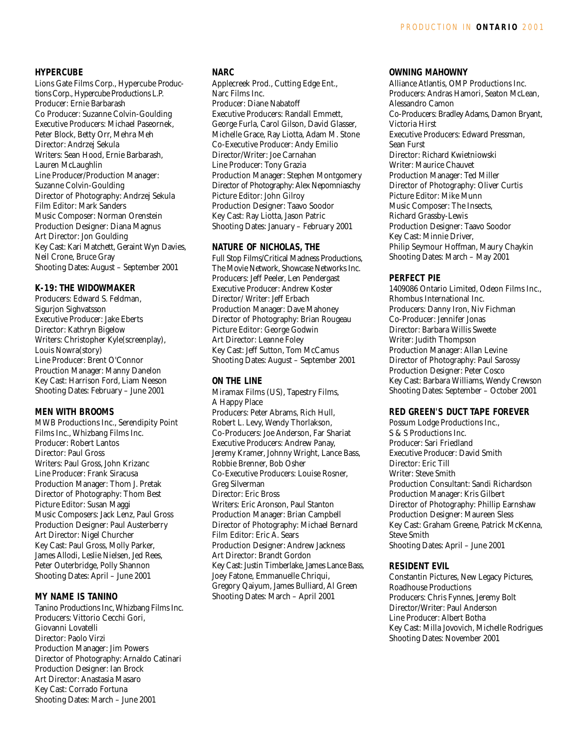### HYPERCUBE

Lions Gate Films Corp., Hypercube Productions Corp., Hypercube Productions L.P.
Producer: Ernie Barbarash
Co Producer: Suzanne Colvin-Goulding
Executive Producers: Michael Paseornek, Peter Block, Betty Orr, Mehra Meh
Director: Andrzej Sekula
Writers: Sean Hood, Ernie Barbarash, Lauren McLaughlin
Line Producer/Production Manager: Suzanne Colvin-Goulding
Director of Photography: Andrzej Sekula
Film Editor: Mark Sanders
Music Composer: Norman Orenstein
Production Designer: Diana Magnus
Art Director: Jon Goulding
Key Cast: Kari Matchett, Geraint Wyn Davies, Neil Crone, Bruce Gray
Shooting Dates: August – September 2001

### K-19: THE WIDOWMAKER

Producers: Edward S. Feldman, Sigurjon Sighvatsson
Executive Producer: Jake Eberts
Director: Kathryn Bigelow
Writers: Christopher Kyle(screenplay), Louis Nowra(story)
Line Producer: Brent O'Connor
Prouction Manager: Manny Danelon
Key Cast: Harrison Ford, Liam Neeson
Shooting Dates: February – June 2001

### MEN WITH BROOMS

MWB Productions Inc., Serendipity Point Films Inc., Whizbang Films Inc.
Producer: Robert Lantos
Director: Paul Gross
Writers: Paul Gross, John Krizanc
Line Producer: Frank Siracusa
Production Manager: Thom J. Pretak
Director of Photography: Thom Best
Picture Editor: Susan Maggi
Music Composers: Jack Lenz, Paul Gross
Production Designer: Paul Austerberry
Art Director: Nigel Churcher
Key Cast: Paul Gross, Molly Parker, James Allodi, Leslie Nielsen, Jed Rees, Peter Outerbridge, Polly Shannon
Shooting Dates: April – June 2001

### MY NAME IS TANINO

Tanino Productions Inc, Whizbang Films Inc.
Producers: Vittorio Cecchi Gori, Giovanni Lovatelli
Director: Paolo Virzi
Production Manager: Jim Powers
Director of Photography: Arnaldo Catinari
Production Designer: Ian Brock
Art Director: Anastasia Masaro
Key Cast: Corrado Fortuna
Shooting Dates: March – June 2001

### NARC

Applecreek Prod., Cutting Edge Ent., Narc Films Inc.
Producer: Diane Nabatoff
Executive Producers: Randall Emmett, George Furla, Carol Gilson, David Glasser, Michelle Grace, Ray Liotta, Adam M. Stone
Co-Executive Producer: Andy Emilio
Director/Writer: Joe Carnahan
Line Producer: Tony Grazia
Production Manager: Stephen Montgomery
Director of Photography: Alex Nepomniaschy
Picture Editor: John Gilroy
Production Designer: Taavo Soodor
Key Cast: Ray Liotta, Jason Patric
Shooting Dates: January – February 2001

### NATURE OF NICHOLAS, THE

Full Stop Films/Critical Madness Productions, The Movie Network, Showcase Networks Inc.
Producers: Jeff Peeler, Len Pendergast
Executive Producer: Andrew Koster
Director/ Writer: Jeff Erbach
Production Manager: Dave Mahoney
Director of Photography: Brian Rougeau
Picture Editor: George Godwin
Art Director: Leanne Foley
Key Cast: Jeff Sutton, Tom McCamus
Shooting Dates: August – September 2001

### ON THE LINE

Miramax Films (US), Tapestry Films, A Happy Place
Producers: Peter Abrams, Rich Hull, Robert L. Levy, Wendy Thorlakson,
Co-Producers: Joe Anderson, Far Shariat
Executive Producers: Andrew Panay, Jeremy Kramer, Johnny Wright, Lance Bass, Robbie Brenner, Bob Osher
Co-Executive Producers: Louise Rosner, Greg Silverman
Director: Eric Bross
Writers: Eric Aronson, Paul Stanton
Production Manager: Brian Campbell
Director of Photography: Michael Bernard
Film Editor: Eric A. Sears
Production Designer: Andrew Jackness
Art Director: Brandt Gordon
Key Cast: Justin Timberlake, James Lance Bass, Joey Fatone, Emmanuelle Chriqui, Gregory Qaiyum, James Bulliard, Al Green
Shooting Dates: March – April 2001

### OWNING MAHOWNY

Alliance Atlantis, OMP Productions Inc.
Producers: Andras Hamori, Seaton McLean, Alessandro Camon
Co-Producers: Bradley Adams, Damon Bryant, Victoria Hirst
Executive Producers: Edward Pressman, Sean Furst
Director: Richard Kwietniowski
Writer: Maurice Chauvet
Production Manager: Ted Miller
Director of Photography: Oliver Curtis
Picture Editor: Mike Munn
Music Composer: The Insects, Richard Grassby-Lewis
Production Designer: Taavo Soodor
Key Cast: Minnie Driver, Philip Seymour Hoffman, Maury Chaykin
Shooting Dates: March – May 2001

### PERFECT PIE

1409086 Ontario Limited, Odeon Films Inc., Rhombus International Inc.
Producers: Danny Iron, Niv Fichman
Co-Producer: Jennifer Jonas
Director: Barbara Willis Sweete
Writer: Judith Thompson
Production Manager: Allan Levine
Director of Photography: Paul Sarossy
Production Designer: Peter Cosco
Key Cast: Barbara Williams, Wendy Crewson
Shooting Dates: September – October 2001

### RED GREEN'S DUCT TAPE FOREVER

Possum Lodge Productions Inc., S & S Productions Inc.
Producer: Sari Friedland
Executive Producer: David Smith
Director: Eric Till
Writer: Steve Smith
Production Consultant: Sandi Richardson
Production Manager: Kris Gilbert
Director of Photography: Phillip Earnshaw
Production Designer: Maureen Sless
Key Cast: Graham Greene, Patrick McKenna, Steve Smith
Shooting Dates: April – June 2001

### RESIDENT EVIL

Constantin Pictures, New Legacy Pictures, Roadhouse Productions
Producers: Chris Fynnes, Jeremy Bolt
Director/Writer: Paul Anderson
Line Producer: Albert Botha
Key Cast: Milla Jovovich, Michelle Rodrigues
Shooting Dates: November 2001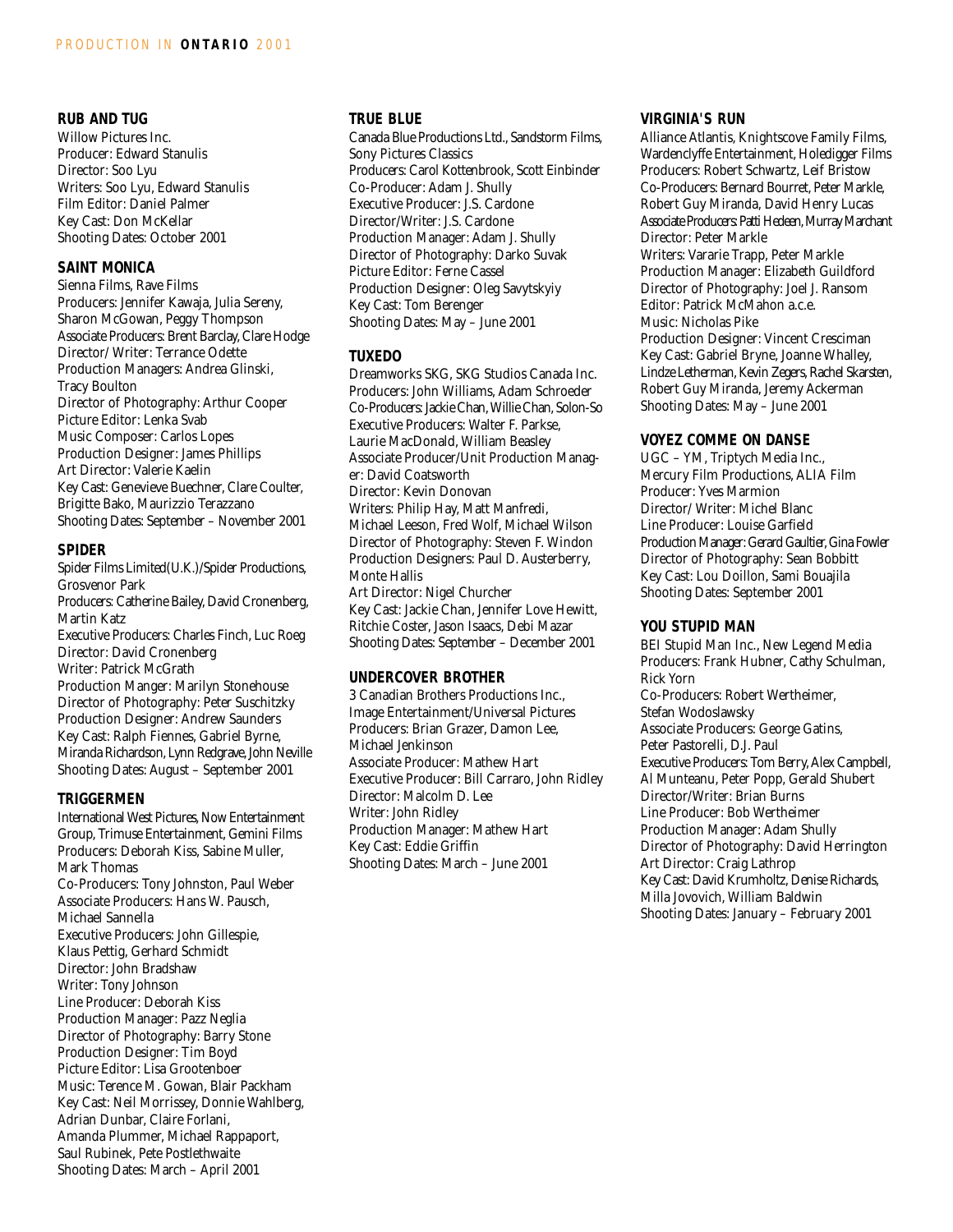### RUB AND TUG

Willow Pictures Inc.
Producer: Edward Stanulis
Director: Soo Lyu
Writers: Soo Lyu, Edward Stanulis
Film Editor: Daniel Palmer
Key Cast: Don McKellar
Shooting Dates: October 2001

### SAINT MONICA

Sienna Films, Rave Films
Producers: Jennifer Kawaja, Julia Sereny, Sharon McGowan, Peggy Thompson
Associate Producers: Brent Barclay, Clare Hodge
Director/ Writer: Terrance Odette
Production Managers: Andrea Glinski, Tracy Boulton
Director of Photography: Arthur Cooper
Picture Editor: Lenka Svab
Music Composer: Carlos Lopes
Production Designer: James Phillips
Art Director: Valerie Kaelin
Key Cast: Genevieve Buechner, Clare Coulter, Brigitte Bako, Maurizzio Terazzano
Shooting Dates: September – November 2001

### SPIDER

Spider Films Limited(U.K.)/Spider Productions, Grosvenor Park
Producers: Catherine Bailey, David Cronenberg, Martin Katz
Executive Producers: Charles Finch, Luc Roeg
Director: David Cronenberg
Writer: Patrick McGrath
Production Manger: Marilyn Stonehouse
Director of Photography: Peter Suschitzky
Production Designer: Andrew Saunders
Key Cast: Ralph Fiennes, Gabriel Byrne, Miranda Richardson, Lynn Redgrave, John Neville
Shooting Dates: August – September 2001

### TRIGGERMEN

International West Pictures, Now Entertainment Group, Trimuse Entertainment, Gemini Films
Producers: Deborah Kiss, Sabine Muller, Mark Thomas
Co-Producers: Tony Johnston, Paul Weber
Associate Producers: Hans W. Pausch, Michael Sannella
Executive Producers: John Gillespie, Klaus Pettig, Gerhard Schmidt
Director: John Bradshaw
Writer: Tony Johnson
Line Producer: Deborah Kiss
Production Manager: Pazz Neglia
Director of Photography: Barry Stone
Production Designer: Tim Boyd
Picture Editor: Lisa Grootenboer
Music: Terence M. Gowan, Blair Packham
Key Cast: Neil Morrissey, Donnie Wahlberg, Adrian Dunbar, Claire Forlani, Amanda Plummer, Michael Rappaport, Saul Rubinek, Pete Postlethwaite
Shooting Dates: March – April 2001

### TRUE BLUE

Canada Blue Productions Ltd., Sandstorm Films, Sony Pictures Classics
Producers: Carol Kottenbrook, Scott Einbinder
Co-Producer: Adam J. Shully
Executive Producer: J.S. Cardone
Director/Writer: J.S. Cardone
Production Manager: Adam J. Shully
Director of Photography: Darko Suvak
Picture Editor: Ferne Cassel
Production Designer: Oleg Savytskyiy
Key Cast: Tom Berenger
Shooting Dates: May – June 2001

### TUXEDO

Dreamworks SKG, SKG Studios Canada Inc.
Producers: John Williams, Adam Schroeder
Co-Producers: Jackie Chan, Willie Chan, Solon-So
Executive Producers: Walter F. Parkse, Laurie MacDonald, William Beasley
Associate Producer/Unit Production Manager: David Coatsworth
Director: Kevin Donovan
Writers: Philip Hay, Matt Manfredi, Michael Leeson, Fred Wolf, Michael Wilson
Director of Photography: Steven F. Windon
Production Designers: Paul D. Austerberry, Monte Hallis
Art Director: Nigel Churcher
Key Cast: Jackie Chan, Jennifer Love Hewitt, Ritchie Coster, Jason Isaacs, Debi Mazar
Shooting Dates: September – December 2001

### UNDERCOVER BROTHER

3 Canadian Brothers Productions Inc., Image Entertainment/Universal Pictures
Producers: Brian Grazer, Damon Lee, Michael Jenkinson
Associate Producer: Mathew Hart
Executive Producer: Bill Carraro, John Ridley
Director: Malcolm D. Lee
Writer: John Ridley
Production Manager: Mathew Hart
Key Cast: Eddie Griffin
Shooting Dates: March – June 2001

### VIRGINIA'S RUN

Alliance Atlantis, Knightscove Family Films, Wardenclyffe Entertainment, Holedigger Films
Producers: Robert Schwartz, Leif Bristow
Co-Producers: Bernard Bourret, Peter Markle, Robert Guy Miranda, David Henry Lucas
Associate Producers: Patti Hedeen, Murray Marchant
Director: Peter Markle
Writers: Vararie Trapp, Peter Markle
Production Manager: Elizabeth Guildford
Director of Photography: Joel J. Ransom
Editor: Patrick McMahon a.c.e.
Music: Nicholas Pike
Production Designer: Vincent Cresciman
Key Cast: Gabriel Bryne, Joanne Whalley, Lindze Letherman, Kevin Zegers, Rachel Skarsten, Robert Guy Miranda, Jeremy Ackerman
Shooting Dates: May – June 2001

### VOYEZ COMME ON DANSE

UGC – YM, Triptych Media Inc., Mercury Film Productions, ALIA Film
Producer: Yves Marmion
Director/ Writer: Michel Blanc
Line Producer: Louise Garfield
Production Manager: Gerard Gaultier, Gina Fowler
Director of Photography: Sean Bobbitt
Key Cast: Lou Doillon, Sami Bouajila
Shooting Dates: September 2001

### YOU STUPID MAN

BEI Stupid Man Inc., New Legend Media
Producers: Frank Hubner, Cathy Schulman, Rick Yorn
Co-Producers: Robert Wertheimer, Stefan Wodoslawsky
Associate Producers: George Gatins, Peter Pastorelli, D.J. Paul
Executive Producers: Tom Berry, Alex Campbell, Al Munteanu, Peter Popp, Gerald Shubert
Director/Writer: Brian Burns
Line Producer: Bob Wertheimer
Production Manager: Adam Shully
Director of Photography: David Herrington
Art Director: Craig Lathrop
Key Cast: David Krumholtz, Denise Richards, Milla Jovovich, William Baldwin
Shooting Dates: January – February 2001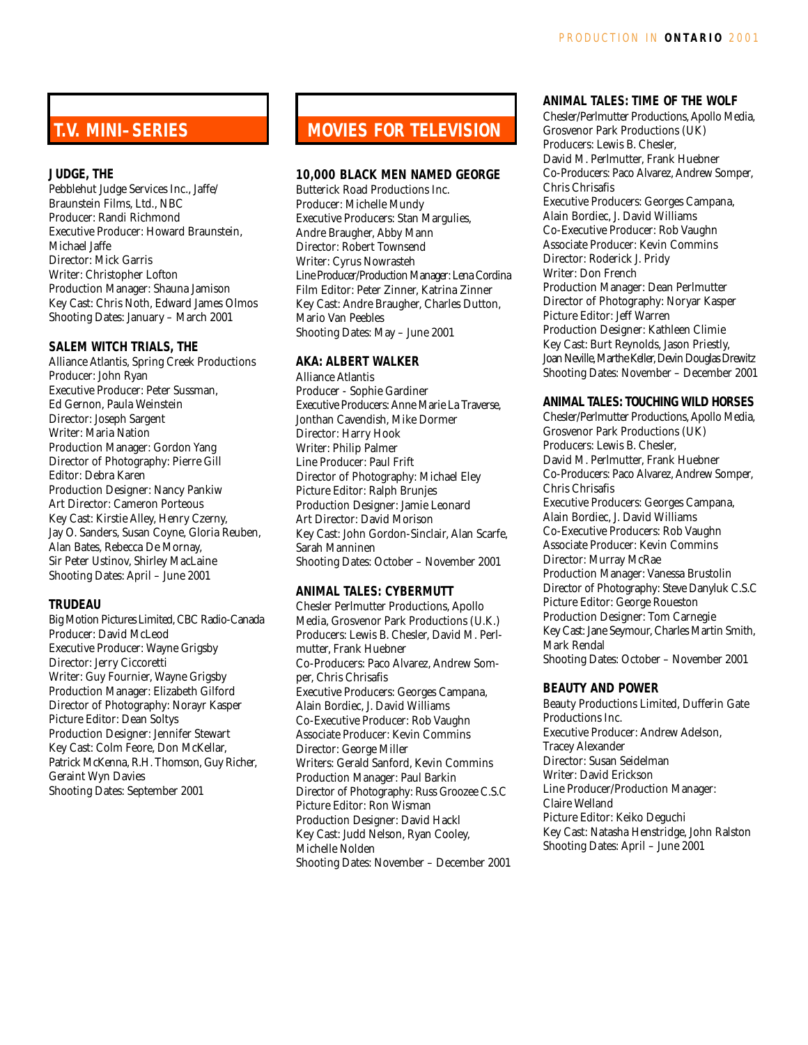## T.V. MINI-SERIES

**JUDGE, THE**
Pebblehut Judge Services Inc., Jaffe/ Braunstein Films, Ltd., NBC
Producer: Randi Richmond
Executive Producer: Howard Braunstein, Michael Jaffe
Director: Mick Garris
Writer: Christopher Lofton
Production Manager: Shauna Jamison
Key Cast: Chris Noth, Edward James Olmos
Shooting Dates: January – March 2001

**SALEM WITCH TRIALS, THE**
Alliance Atlantis, Spring Creek Productions
Producer: John Ryan
Executive Producer: Peter Sussman, Ed Gernon, Paula Weinstein
Director: Joseph Sargent
Writer: Maria Nation
Production Manager: Gordon Yang
Director of Photography: Pierre Gill
Editor: Debra Karen
Production Designer: Nancy Pankiw
Art Director: Cameron Porteous
Key Cast: Kirstie Alley, Henry Czerny, Jay O. Sanders, Susan Coyne, Gloria Reuben, Alan Bates, Rebecca De Mornay, Sir Peter Ustinov, Shirley MacLaine
Shooting Dates: April – June 2001

**TRUDEAU**
Big Motion Pictures Limited, CBC Radio-Canada
Producer: David McLeod
Executive Producer: Wayne Grigsby
Director: Jerry Ciccoretti
Writer: Guy Fournier, Wayne Grigsby
Production Manager: Elizabeth Gilford
Director of Photography: Norayr Kasper
Picture Editor: Dean Soltys
Production Designer: Jennifer Stewart
Key Cast: Colm Feore, Don McKellar, Patrick McKenna, R.H. Thomson, Guy Richer, Geraint Wyn Davies
Shooting Dates: September 2001

## MOVIES FOR TELEVISION

**10,000 BLACK MEN NAMED GEORGE**
Butterick Road Productions Inc.
Producer: Michelle Mundy
Executive Producers: Stan Margulies, Andre Braugher, Abby Mann
Director: Robert Townsend
Writer: Cyrus Nowrasteh
Line Producer/Production Manager: Lena Cordina
Film Editor: Peter Zinner, Katrina Zinner
Key Cast: Andre Braugher, Charles Dutton, Mario Van Peebles
Shooting Dates: May – June 2001

**AKA: ALBERT WALKER**
Alliance Atlantis
Producer - Sophie Gardiner
Executive Producers: Anne Marie La Traverse, Jonthan Cavendish, Mike Dormer
Director: Harry Hook
Writer: Philip Palmer
Line Producer: Paul Frift
Director of Photography: Michael Eley
Picture Editor: Ralph Brunjes
Production Designer: Jamie Leonard
Art Director: David Morison
Key Cast: John Gordon-Sinclair, Alan Scarfe, Sarah Manninen
Shooting Dates: October – November 2001

**ANIMAL TALES: CYBERMUTT**
Chesler Perlmutter Productions, Apollo Media, Grosvenor Park Productions (U.K.)
Producers: Lewis B. Chesler, David M. Perlmutter, Frank Huebner
Co-Producers: Paco Alvarez, Andrew Somper, Chris Chrisafis
Executive Producers: Georges Campana, Alain Bordiec, J. David Williams
Co-Executive Producer: Rob Vaughn
Associate Producer: Kevin Commins
Director: George Miller
Writers: Gerald Sanford, Kevin Commins
Production Manager: Paul Barkin
Director of Photography: Russ Groozee C.S.C
Picture Editor: Ron Wisman
Production Designer: David Hackl
Key Cast: Judd Nelson, Ryan Cooley, Michelle Nolden
Shooting Dates: November – December 2001

**ANIMAL TALES: TIME OF THE WOLF**
Chesler/Perlmutter Productions, Apollo Media, Grosvenor Park Productions (UK)
Producers: Lewis B. Chesler, David M. Perlmutter, Frank Huebner
Co-Producers: Paco Alvarez, Andrew Somper, Chris Chrisafis
Executive Producers: Georges Campana, Alain Bordiec, J. David Williams
Co-Executive Producer: Rob Vaughn
Associate Producer: Kevin Commins
Director: Roderick J. Pridy
Writer: Don French
Production Manager: Dean Perlmutter
Director of Photography: Noryar Kasper
Picture Editor: Jeff Warren
Production Designer: Kathleen Climie
Key Cast: Burt Reynolds, Jason Priestly, Joan Neville, Marthe Keller, Devin Douglas Drewitz
Shooting Dates: November – December 2001

**ANIMAL TALES: TOUCHING WILD HORSES**
Chesler/Perlmutter Productions, Apollo Media, Grosvenor Park Productions (UK)
Producers: Lewis B. Chesler, David M. Perlmutter, Frank Huebner
Co-Producers: Paco Alvarez, Andrew Somper, Chris Chrisafis
Executive Producers: Georges Campana, Alain Bordiec, J. David Williams
Co-Executive Producers: Rob Vaughn
Associate Producer: Kevin Commins
Director: Murray McRae
Production Manager: Vanessa Brustolin
Director of Photography: Steve Danyluk C.S.C
Picture Editor: George Roueston
Production Designer: Tom Carnegie
Key Cast: Jane Seymour, Charles Martin Smith, Mark Rendal
Shooting Dates: October – November 2001

**BEAUTY AND POWER**
Beauty Productions Limited, Dufferin Gate Productions Inc.
Executive Producer: Andrew Adelson, Tracey Alexander
Director: Susan Seidelman
Writer: David Erickson
Line Producer/Production Manager: Claire Welland
Picture Editor: Keiko Deguchi
Key Cast: Natasha Henstridge, John Ralston
Shooting Dates: April – June 2001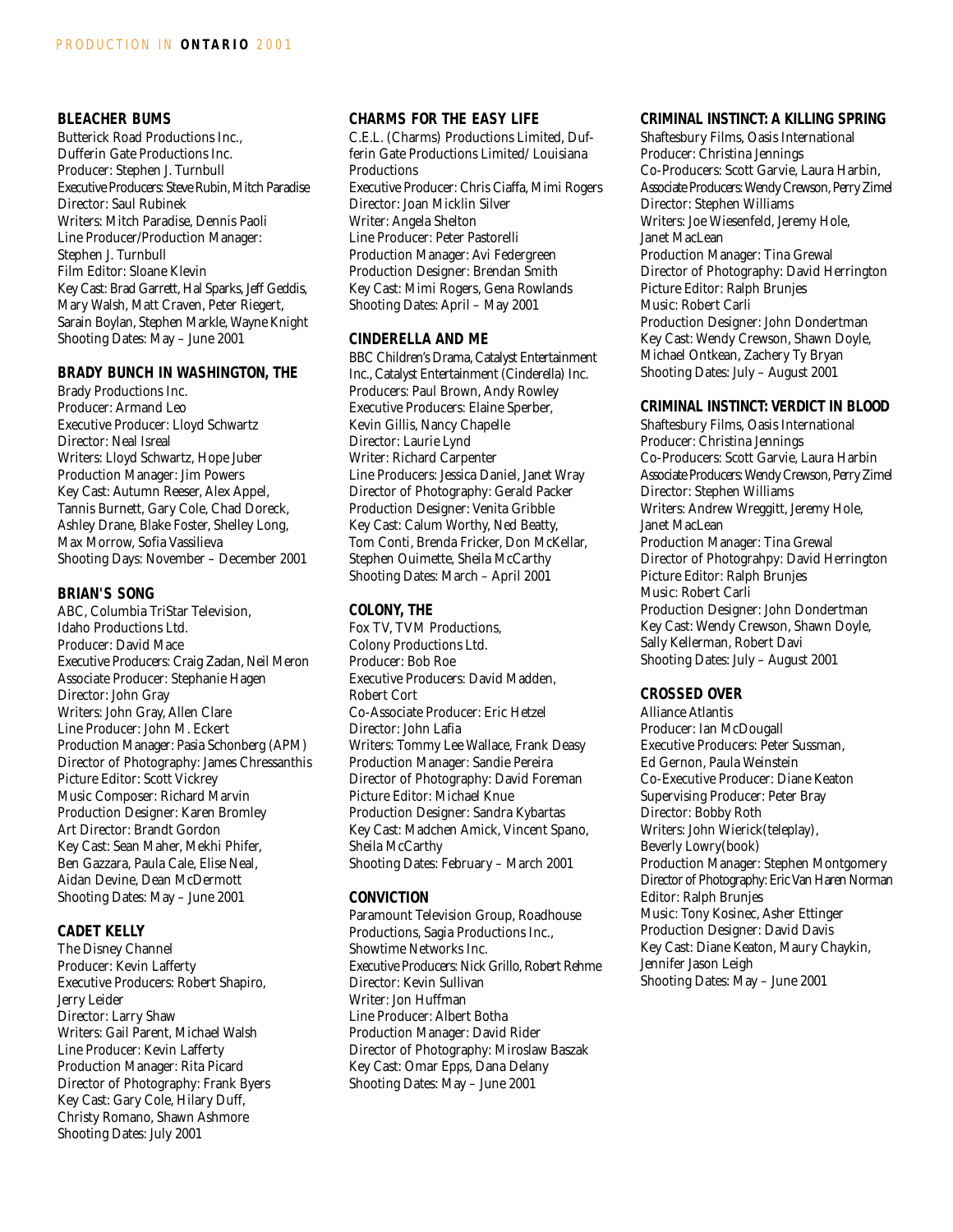### BLEACHER BUMS

Butterick Road Productions Inc.,
Dufferin Gate Productions Inc.
Producer: Stephen J. Turnbull
Executive Producers: Steve Rubin, Mitch Paradise
Director: Saul Rubinek
Writers: Mitch Paradise, Dennis Paoli
Line Producer/Production Manager: Stephen J. Turnbull
Film Editor: Sloane Klevin
Key Cast: Brad Garrett, Hal Sparks, Jeff Geddis, Mary Walsh, Matt Craven, Peter Riegert, Sarain Boylan, Stephen Markle, Wayne Knight
Shooting Dates: May – June 2001

### BRADY BUNCH IN WASHINGTON, THE

Brady Productions Inc.
Producer: Armand Leo
Executive Producer: Lloyd Schwartz
Director: Neal Isreal
Writers: Lloyd Schwartz, Hope Juber
Production Manager: Jim Powers
Key Cast: Autumn Reeser, Alex Appel, Tannis Burnett, Gary Cole, Chad Doreck, Ashley Drane, Blake Foster, Shelley Long, Max Morrow, Sofia Vassilieva
Shooting Days: November – December 2001

### BRIAN'S SONG

ABC, Columbia TriStar Television, Idaho Productions Ltd.
Producer: David Mace
Executive Producers: Craig Zadan, Neil Meron
Associate Producer: Stephanie Hagen
Director: John Gray
Writers: John Gray, Allen Clare
Line Producer: John M. Eckert
Production Manager: Pasia Schonberg (APM)
Director of Photography: James Chressanthis
Picture Editor: Scott Vickrey
Music Composer: Richard Marvin
Production Designer: Karen Bromley
Art Director: Brandt Gordon
Key Cast: Sean Maher, Mekhi Phifer, Ben Gazzara, Paula Cale, Elise Neal, Aidan Devine, Dean McDermott
Shooting Dates: May – June 2001

### CADET KELLY

The Disney Channel
Producer: Kevin Lafferty
Executive Producers: Robert Shapiro, Jerry Leider
Director: Larry Shaw
Writers: Gail Parent, Michael Walsh
Line Producer: Kevin Lafferty
Production Manager: Rita Picard
Director of Photography: Frank Byers
Key Cast: Gary Cole, Hilary Duff, Christy Romano, Shawn Ashmore
Shooting Dates: July 2001

### CHARMS FOR THE EASY LIFE

C.E.L. (Charms) Productions Limited, Dufferin Gate Productions Limited/ Louisiana Productions
Executive Producer: Chris Ciaffa, Mimi Rogers
Director: Joan Micklin Silver
Writer: Angela Shelton
Line Producer: Peter Pastorelli
Production Manager: Avi Federgreen
Production Designer: Brendan Smith
Key Cast: Mimi Rogers, Gena Rowlands
Shooting Dates: April – May 2001

### CINDERELLA AND ME

BBC Children's Drama, Catalyst Entertainment Inc., Catalyst Entertainment (Cinderella) Inc.
Producers: Paul Brown, Andy Rowley
Executive Producers: Elaine Sperber, Kevin Gillis, Nancy Chapelle
Director: Laurie Lynd
Writer: Richard Carpenter
Line Producers: Jessica Daniel, Janet Wray
Director of Photography: Gerald Packer
Production Designer: Venita Gribble
Key Cast: Calum Worthy, Ned Beatty, Tom Conti, Brenda Fricker, Don McKellar, Stephen Ouimette, Sheila McCarthy
Shooting Dates: March – April 2001

### COLONY, THE

Fox TV, TVM Productions, Colony Productions Ltd.
Producer: Bob Roe
Executive Producers: David Madden, Robert Cort
Co-Associate Producer: Eric Hetzel
Director: John Lafia
Writers: Tommy Lee Wallace, Frank Deasy
Production Manager: Sandie Pereira
Director of Photography: David Foreman
Picture Editor: Michael Knue
Production Designer: Sandra Kybartas
Key Cast: Madchen Amick, Vincent Spano, Sheila McCarthy
Shooting Dates: February – March 2001

### CONVICTION

Paramount Television Group, Roadhouse Productions, Sagia Productions Inc., Showtime Networks Inc.
Executive Producers: Nick Grillo, Robert Rehme
Director: Kevin Sullivan
Writer: Jon Huffman
Line Producer: Albert Botha
Production Manager: David Rider
Director of Photography: Miroslaw Baszak
Key Cast: Omar Epps, Dana Delany
Shooting Dates: May – June 2001

### CRIMINAL INSTINCT: A KILLING SPRING

Shaftesbury Films, Oasis International
Producer: Christina Jennings
Co-Producers: Scott Garvie, Laura Harbin,
Associate Producers: Wendy Crewson, Perry Zimel
Director: Stephen Williams
Writers: Joe Wiesenfeld, Jeremy Hole, Janet MacLean
Production Manager: Tina Grewal
Director of Photography: David Herrington
Picture Editor: Ralph Brunjes
Music: Robert Carli
Production Designer: John Dondertman
Key Cast: Wendy Crewson, Shawn Doyle, Michael Ontkean, Zachery Ty Bryan
Shooting Dates: July – August 2001

### CRIMINAL INSTINCT: VERDICT IN BLOOD

Shaftesbury Films, Oasis International
Producer: Christina Jennings
Co-Producers: Scott Garvie, Laura Harbin
Associate Producers: Wendy Crewson, Perry Zimel
Director: Stephen Williams
Writers: Andrew Wreggitt, Jeremy Hole, Janet MacLean
Production Manager: Tina Grewal
Director of Photograhpy: David Herrington
Picture Editor: Ralph Brunjes
Music: Robert Carli
Production Designer: John Dondertman
Key Cast: Wendy Crewson, Shawn Doyle, Sally Kellerman, Robert Davi
Shooting Dates: July – August 2001

### CROSSED OVER

Alliance Atlantis
Producer: Ian McDougall
Executive Producers: Peter Sussman, Ed Gernon, Paula Weinstein
Co-Executive Producer: Diane Keaton
Supervising Producer: Peter Bray
Director: Bobby Roth
Writers: John Wierick(teleplay), Beverly Lowry(book)
Production Manager: Stephen Montgomery
Director of Photography: Eric Van Haren Norman
Editor: Ralph Brunjes
Music: Tony Kosinec, Asher Ettinger
Production Designer: David Davis
Key Cast: Diane Keaton, Maury Chaykin, Jennifer Jason Leigh
Shooting Dates: May – June 2001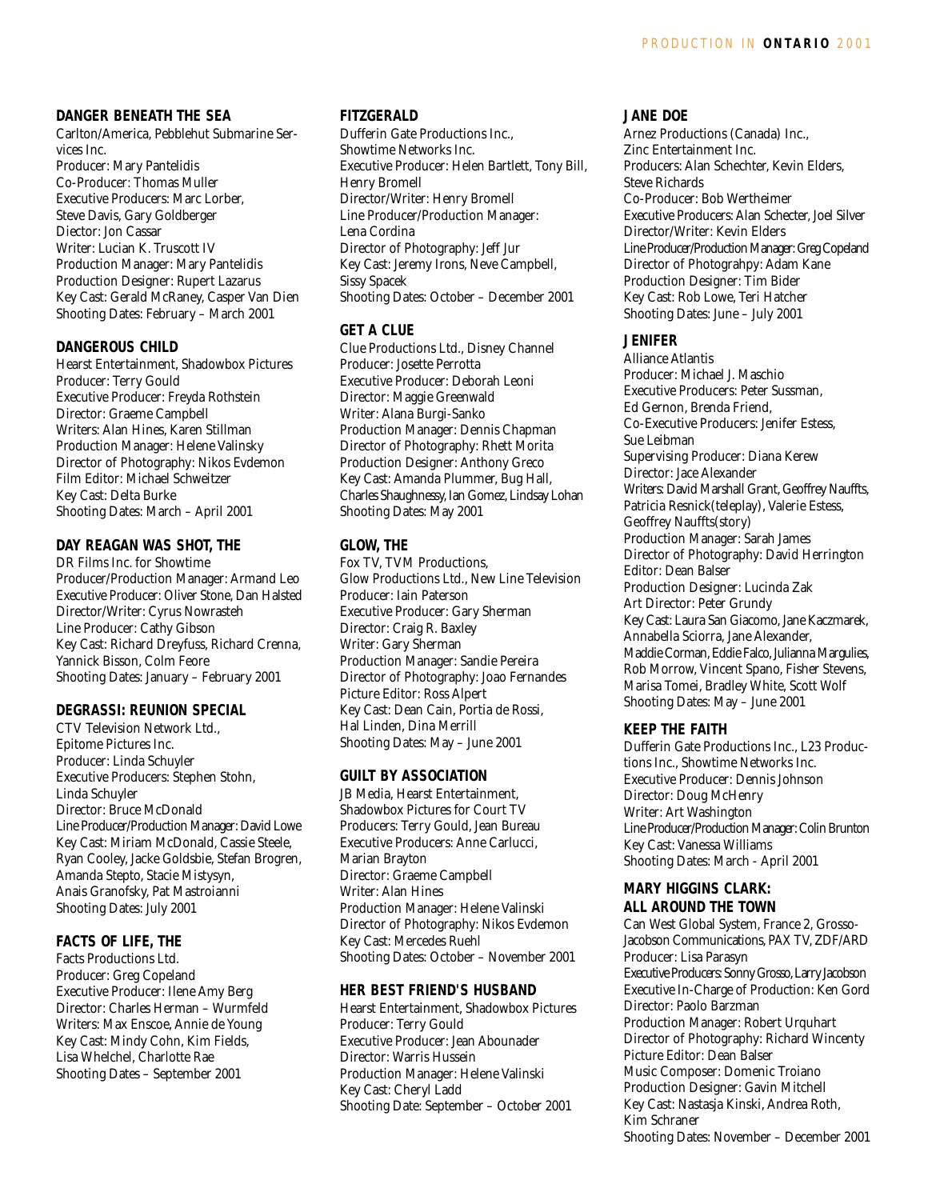### DANGER BENEATH THE SEA

Carlton/America, Pebblehut Submarine Services Inc.
Producer: Mary Pantelidis
Co-Producer: Thomas Muller
Executive Producers: Marc Lorber, Steve Davis, Gary Goldberger
Diector: Jon Cassar
Writer: Lucian K. Truscott IV
Production Manager: Mary Pantelidis
Production Designer: Rupert Lazarus
Key Cast: Gerald McRaney, Casper Van Dien
Shooting Dates: February – March 2001

### DANGEROUS CHILD

Hearst Entertainment, Shadowbox Pictures
Producer: Terry Gould
Executive Producer: Freyda Rothstein
Director: Graeme Campbell
Writers: Alan Hines, Karen Stillman
Production Manager: Helene Valinsky
Director of Photography: Nikos Evdemon
Film Editor: Michael Schweitzer
Key Cast: Delta Burke
Shooting Dates: March – April 2001

### DAY REAGAN WAS SHOT, THE

DR Films Inc. for Showtime
Producer/Production Manager: Armand Leo
Executive Producer: Oliver Stone, Dan Halsted
Director/Writer: Cyrus Nowrasteh
Line Producer: Cathy Gibson
Key Cast: Richard Dreyfuss, Richard Crenna, Yannick Bisson, Colm Feore
Shooting Dates: January – February 2001

### DEGRASSI: REUNION SPECIAL

CTV Television Network Ltd., Epitome Pictures Inc.
Producer: Linda Schuyler
Executive Producers: Stephen Stohn, Linda Schuyler
Director: Bruce McDonald
Line Producer/Production Manager: David Lowe
Key Cast: Miriam McDonald, Cassie Steele, Ryan Cooley, Jacke Goldsbie, Stefan Brogren, Amanda Stepto, Stacie Mistysyn, Anais Granofsky, Pat Mastroianni
Shooting Dates: July 2001

### FACTS OF LIFE, THE

Facts Productions Ltd.
Producer: Greg Copeland
Executive Producer: Ilene Amy Berg
Director: Charles Herman – Wurmfeld
Writers: Max Enscoe, Annie de Young
Key Cast: Mindy Cohn, Kim Fields, Lisa Whelchel, Charlotte Rae
Shooting Dates – September 2001

### FITZGERALD

Dufferin Gate Productions Inc., Showtime Networks Inc.
Executive Producer: Helen Bartlett, Tony Bill, Henry Bromell
Director/Writer: Henry Bromell
Line Producer/Production Manager: Lena Cordina
Director of Photography: Jeff Jur
Key Cast: Jeremy Irons, Neve Campbell, Sissy Spacek
Shooting Dates: October – December 2001

### GET A CLUE

Clue Productions Ltd., Disney Channel
Producer: Josette Perrotta
Executive Producer: Deborah Leoni
Director: Maggie Greenwald
Writer: Alana Burgi-Sanko
Production Manager: Dennis Chapman
Director of Photography: Rhett Morita
Production Designer: Anthony Greco
Key Cast: Amanda Plummer, Bug Hall, Charles Shaughnessy, Ian Gomez, Lindsay Lohan
Shooting Dates: May 2001

### GLOW, THE

Fox TV, TVM Productions, Glow Productions Ltd., New Line Television
Producer: Iain Paterson
Executive Producer: Gary Sherman
Director: Craig R. Baxley
Writer: Gary Sherman
Production Manager: Sandie Pereira
Director of Photography: Joao Fernandes
Picture Editor: Ross Alpert
Key Cast: Dean Cain, Portia de Rossi, Hal Linden, Dina Merrill
Shooting Dates: May – June 2001

### GUILT BY ASSOCIATION

JB Media, Hearst Entertainment, Shadowbox Pictures for Court TV
Producers: Terry Gould, Jean Bureau
Executive Producers: Anne Carlucci, Marian Brayton
Director: Graeme Campbell
Writer: Alan Hines
Production Manager: Helene Valinski
Director of Photography: Nikos Evdemon
Key Cast: Mercedes Ruehl
Shooting Dates: October – November 2001

### HER BEST FRIEND'S HUSBAND

Hearst Entertainment, Shadowbox Pictures
Producer: Terry Gould
Executive Producer: Jean Abounader
Director: Warris Hussein
Production Manager: Helene Valinski
Key Cast: Cheryl Ladd
Shooting Date: September – October 2001

### JANE DOE

Arnez Productions (Canada) Inc., Zinc Entertainment Inc.
Producers: Alan Schechter, Kevin Elders, Steve Richards
Co-Producer: Bob Wertheimer
Executive Producers: Alan Schecter, Joel Silver
Director/Writer: Kevin Elders
Line Producer/Production Manager: Greg Copeland
Director of Photograhpy: Adam Kane
Production Designer: Tim Bider
Key Cast: Rob Lowe, Teri Hatcher
Shooting Dates: June – July 2001

### JENIFER

Alliance Atlantis
Producer: Michael J. Maschio
Executive Producers: Peter Sussman, Ed Gernon, Brenda Friend,
Co-Executive Producers: Jenifer Estess, Sue Leibman
Supervising Producer: Diana Kerew
Director: Jace Alexander
Writers: David Marshall Grant, Geoffrey Nauffts, Patricia Resnick(teleplay), Valerie Estess, Geoffrey Nauffts(story)
Production Manager: Sarah James
Director of Photography: David Herrington
Editor: Dean Balser
Production Designer: Lucinda Zak
Art Director: Peter Grundy
Key Cast: Laura San Giacomo, Jane Kaczmarek, Annabella Sciorra, Jane Alexander, Maddie Corman, Eddie Falco, Julianna Margulies, Rob Morrow, Vincent Spano, Fisher Stevens, Marisa Tomei, Bradley White, Scott Wolf
Shooting Dates: May – June 2001

### KEEP THE FAITH

Dufferin Gate Productions Inc., L23 Productions Inc., Showtime Networks Inc.
Executive Producer: Dennis Johnson
Director: Doug McHenry
Writer: Art Washington
Line Producer/Production Manager: Colin Brunton
Key Cast: Vanessa Williams
Shooting Dates: March - April 2001

### MARY HIGGINS CLARK: ALL AROUND THE TOWN

Can West Global System, France 2, Grosso-Jacobson Communications, PAX TV, ZDF/ARD
Producer: Lisa Parasyn
Executive Producers: Sonny Grosso, Larry Jacobson
Executive In-Charge of Production: Ken Gord
Director: Paolo Barzman
Production Manager: Robert Urquhart
Director of Photography: Richard Wincenty
Picture Editor: Dean Balser
Music Composer: Domenic Troiano
Production Designer: Gavin Mitchell
Key Cast: Nastasja Kinski, Andrea Roth, Kim Schraner
Shooting Dates: November – December 2001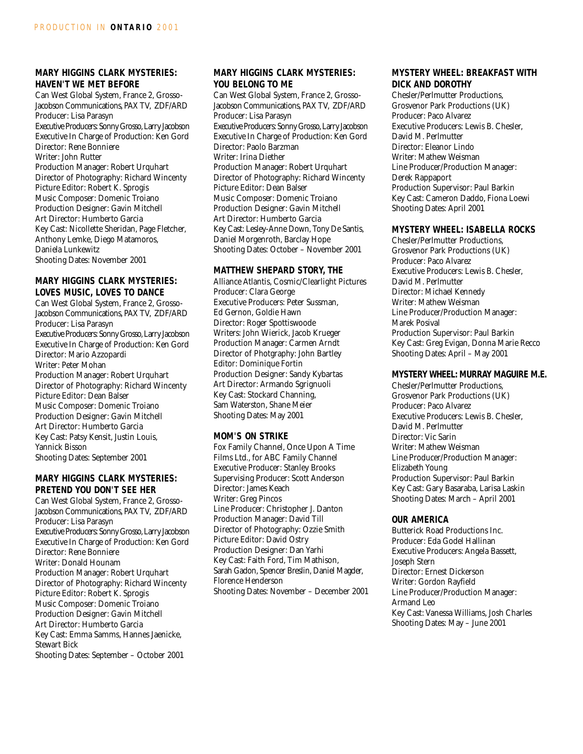### MARY HIGGINS CLARK MYSTERIES: HAVEN'T WE MET BEFORE

Can West Global System, France 2, Grosso-Jacobson Communications, PAX TV, ZDF/ARD
Producer: Lisa Parasyn
Executive Producers: Sonny Grosso, Larry Jacobson
Executive In Charge of Production: Ken Gord
Director: Rene Bonniere
Writer: John Rutter
Production Manager: Robert Urquhart
Director of Photography: Richard Wincenty
Picture Editor: Robert K. Sprogis
Music Composer: Domenic Troiano
Production Designer: Gavin Mitchell
Art Director: Humberto Garcia
Key Cast: Nicollette Sheridan, Page Fletcher, Anthony Lemke, Diego Matamoros, Daniela Lunkewitz
Shooting Dates: November 2001

### MARY HIGGINS CLARK MYSTERIES: LOVES MUSIC, LOVES TO DANCE

Can West Global System, France 2, Grosso-Jacobson Communications, PAX TV, ZDF/ARD
Producer: Lisa Parasyn
Executive Producers: Sonny Grosso, Larry Jacobson
Executive In Charge of Production: Ken Gord
Director: Mario Azzopardi
Writer: Peter Mohan
Production Manager: Robert Urquhart
Director of Photography: Richard Wincenty
Picture Editor: Dean Balser
Music Composer: Domenic Troiano
Production Designer: Gavin Mitchell
Art Director: Humberto Garcia
Key Cast: Patsy Kensit, Justin Louis, Yannick Bisson
Shooting Dates: September 2001

### MARY HIGGINS CLARK MYSTERIES: PRETEND YOU DON'T SEE HER

Can West Global System, France 2, Grosso-Jacobson Communications, PAX TV, ZDF/ARD
Producer: Lisa Parasyn
Executive Producers: Sonny Grosso, Larry Jacobson
Executive In Charge of Production: Ken Gord
Director: Rene Bonniere
Writer: Donald Hounam
Production Manager: Robert Urquhart
Director of Photography: Richard Wincenty
Picture Editor: Robert K. Sprogis
Music Composer: Domenic Troiano
Production Designer: Gavin Mitchell
Art Director: Humberto Garcia
Key Cast: Emma Samms, Hannes Jaenicke, Stewart Bick
Shooting Dates: September – October 2001

### MARY HIGGINS CLARK MYSTERIES: YOU BELONG TO ME

Can West Global System, France 2, Grosso-Jacobson Communications, PAX TV, ZDF/ARD
Producer: Lisa Parasyn
Executive Producers: Sonny Grosso, Larry Jacobson
Executive In Charge of Production: Ken Gord
Director: Paolo Barzman
Writer: Irina Diether
Production Manager: Robert Urquhart
Director of Photography: Richard Wincenty
Picture Editor: Dean Balser
Music Composer: Domenic Troiano
Production Designer: Gavin Mitchell
Art Director: Humberto Garcia
Key Cast: Lesley-Anne Down, Tony De Santis, Daniel Morgenroth, Barclay Hope
Shooting Dates: October – November 2001

### MATTHEW SHEPARD STORY, THE

Alliance Atlantis, Cosmic/Clearlight Pictures
Producer: Clara George
Executive Producers: Peter Sussman, Ed Gernon, Goldie Hawn
Director: Roger Spottiswoode
Writers: John Wierick, Jacob Krueger
Production Manager: Carmen Arndt
Director of Photgraphy: John Bartley
Editor: Dominique Fortin
Production Designer: Sandy Kybartas
Art Director: Armando Sgrignuoli
Key Cast: Stockard Channing, Sam Waterston, Shane Meier
Shooting Dates: May 2001

### MOM'S ON STRIKE

Fox Family Channel, Once Upon A Time Films Ltd., for ABC Family Channel
Executive Producer: Stanley Brooks
Supervising Producer: Scott Anderson
Director: James Keach
Writer: Greg Pincos
Line Producer: Christopher J. Danton
Production Manager: David Till
Director of Photography: Ozzie Smith
Picture Editor: David Ostry
Production Designer: Dan Yarhi
Key Cast: Faith Ford, Tim Mathison, Sarah Gadon, Spencer Breslin, Daniel Magder, Florence Henderson
Shooting Dates: November – December 2001

### MYSTERY WHEEL: BREAKFAST WITH DICK AND DOROTHY

Chesler/Perlmutter Productions, Grosvenor Park Productions (UK)
Producer: Paco Alvarez
Executive Producers: Lewis B. Chesler, David M. Perlmutter
Director: Eleanor Lindo
Writer: Mathew Weisman
Line Producer/Production Manager: Derek Rappaport
Production Supervisor: Paul Barkin
Key Cast: Cameron Daddo, Fiona Loewi
Shooting Dates: April 2001

### MYSTERY WHEEL: ISABELLA ROCKS

Chesler/Perlmutter Productions, Grosvenor Park Productions (UK)
Producer: Paco Alvarez
Executive Producers: Lewis B. Chesler, David M. Perlmutter
Director: Michael Kennedy
Writer: Mathew Weisman
Line Producer/Production Manager: Marek Posival
Production Supervisor: Paul Barkin
Key Cast: Greg Evigan, Donna Marie Recco
Shooting Dates: April – May 2001

### MYSTERY WHEEL: MURRAY MAGUIRE M.E.

Chesler/Perlmutter Productions, Grosvenor Park Productions (UK)
Producer: Paco Alvarez
Executive Producers: Lewis B. Chesler, David M. Perlmutter
Director: Vic Sarin
Writer: Mathew Weisman
Line Producer/Production Manager: Elizabeth Young
Production Supervisor: Paul Barkin
Key Cast: Gary Basaraba, Larisa Laskin
Shooting Dates: March – April 2001

### OUR AMERICA

Butterick Road Productions Inc.
Producer: Eda Godel Hallinan
Executive Producers: Angela Bassett, Joseph Stern
Director: Ernest Dickerson
Writer: Gordon Rayfield
Line Producer/Production Manager: Armand Leo
Key Cast: Vanessa Williams, Josh Charles
Shooting Dates: May – June 2001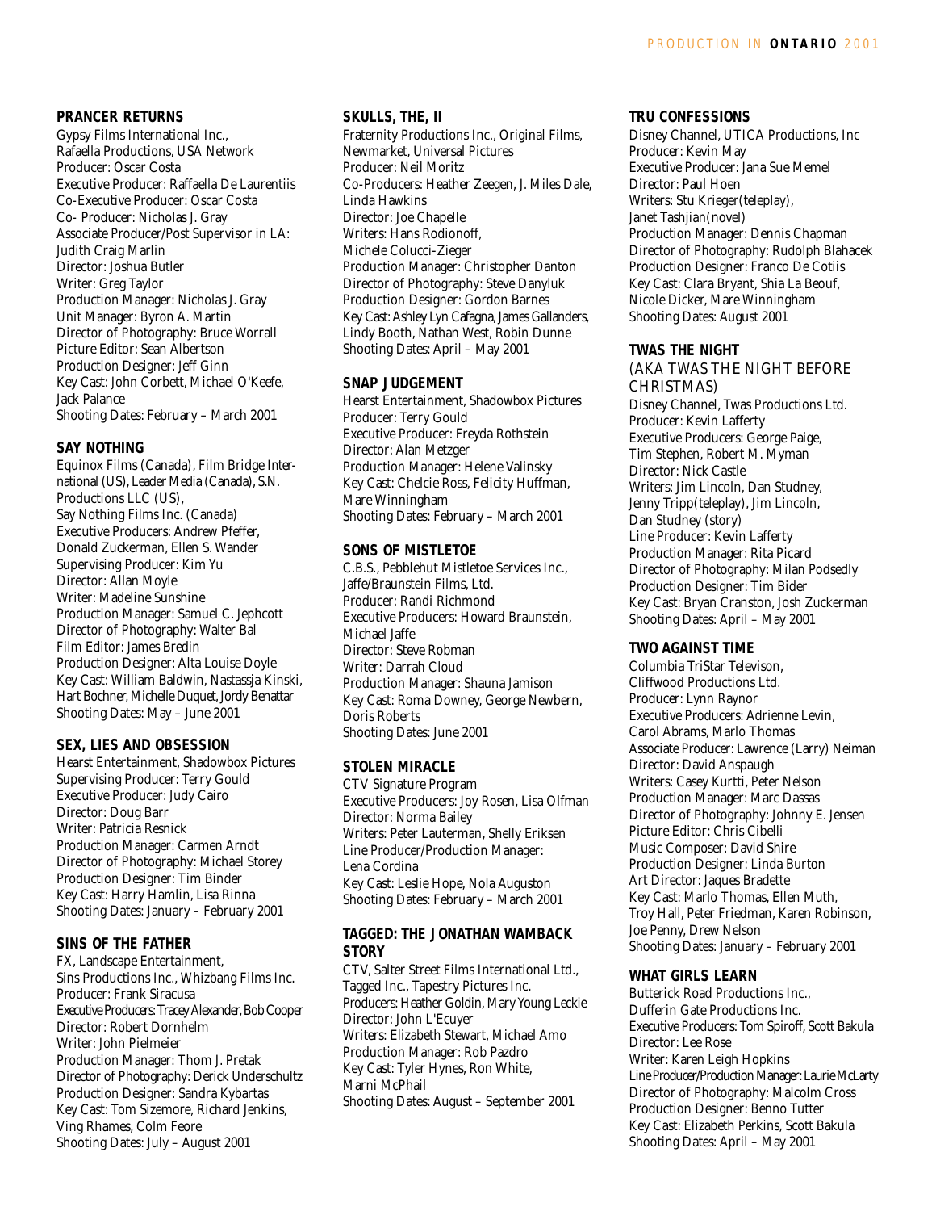### PRANCER RETURNS

Gypsy Films International Inc., Rafaella Productions, USA Network
Producer: Oscar Costa
Executive Producer: Raffaella De Laurentiis
Co-Executive Producer: Oscar Costa
Co- Producer: Nicholas J. Gray
Associate Producer/Post Supervisor in LA: Judith Craig Marlin
Director: Joshua Butler
Writer: Greg Taylor
Production Manager: Nicholas J. Gray
Unit Manager: Byron A. Martin
Director of Photography: Bruce Worrall
Picture Editor: Sean Albertson
Production Designer: Jeff Ginn
Key Cast: John Corbett, Michael O'Keefe, Jack Palance
Shooting Dates: February – March 2001

### SAY NOTHING

Equinox Films (Canada), Film Bridge International (US), Leader Media (Canada), S.N. Productions LLC (US), Say Nothing Films Inc. (Canada)
Executive Producers: Andrew Pfeffer, Donald Zuckerman, Ellen S. Wander
Supervising Producer: Kim Yu
Director: Allan Moyle
Writer: Madeline Sunshine
Production Manager: Samuel C. Jephcott
Director of Photography: Walter Bal
Film Editor: James Bredin
Production Designer: Alta Louise Doyle
Key Cast: William Baldwin, Nastassja Kinski, Hart Bochner, Michelle Duquet, Jordy Benattar
Shooting Dates: May – June 2001

### SEX, LIES AND OBSESSION

Hearst Entertainment, Shadowbox Pictures
Supervising Producer: Terry Gould
Executive Producer: Judy Cairo
Director: Doug Barr
Writer: Patricia Resnick
Production Manager: Carmen Arndt
Director of Photography: Michael Storey
Production Designer: Tim Binder
Key Cast: Harry Hamlin, Lisa Rinna
Shooting Dates: January – February 2001

### SINS OF THE FATHER

FX, Landscape Entertainment, Sins Productions Inc., Whizbang Films Inc.
Producer: Frank Siracusa
Executive Producers: Tracey Alexander, Bob Cooper
Director: Robert Dornhelm
Writer: John Pielmeier
Production Manager: Thom J. Pretak
Director of Photography: Derick Underschultz
Production Designer: Sandra Kybartas
Key Cast: Tom Sizemore, Richard Jenkins, Ving Rhames, Colm Feore
Shooting Dates: July – August 2001

### SKULLS, THE, II

Fraternity Productions Inc., Original Films, Newmarket, Universal Pictures
Producer: Neil Moritz
Co-Producers: Heather Zeegen, J. Miles Dale, Linda Hawkins
Director: Joe Chapelle
Writers: Hans Rodionoff, Michele Colucci-Zieger
Production Manager: Christopher Danton
Director of Photography: Steve Danyluk
Production Designer: Gordon Barnes
Key Cast: Ashley Lyn Cafagna, James Gallanders, Lindy Booth, Nathan West, Robin Dunne
Shooting Dates: April – May 2001

### SNAP JUDGEMENT

Hearst Entertainment, Shadowbox Pictures
Producer: Terry Gould
Executive Producer: Freyda Rothstein
Director: Alan Metzger
Production Manager: Helene Valinsky
Key Cast: Chelcie Ross, Felicity Huffman, Mare Winningham
Shooting Dates: February – March 2001

### SONS OF MISTLETOE

C.B.S., Pebblehut Mistletoe Services Inc., Jaffe/Braunstein Films, Ltd.
Producer: Randi Richmond
Executive Producers: Howard Braunstein, Michael Jaffe
Director: Steve Robman
Writer: Darrah Cloud
Production Manager: Shauna Jamison
Key Cast: Roma Downey, George Newbern, Doris Roberts
Shooting Dates: June 2001

### STOLEN MIRACLE

CTV Signature Program
Executive Producers: Joy Rosen, Lisa Olfman
Director: Norma Bailey
Writers: Peter Lauterman, Shelly Eriksen
Line Producer/Production Manager: Lena Cordina
Key Cast: Leslie Hope, Nola Auguston
Shooting Dates: February – March 2001

### TAGGED: THE JONATHAN WAMBACK STORY

CTV, Salter Street Films International Ltd., Tagged Inc., Tapestry Pictures Inc.
Producers: Heather Goldin, Mary Young Leckie
Director: John L'Ecuyer
Writers: Elizabeth Stewart, Michael Amo
Production Manager: Rob Pazdro
Key Cast: Tyler Hynes, Ron White, Marni McPhail
Shooting Dates: August – September 2001

### TRU CONFESSIONS

Disney Channel, UTICA Productions, Inc
Producer: Kevin May
Executive Producer: Jana Sue Memel
Director: Paul Hoen
Writers: Stu Krieger(teleplay), Janet Tashjian(novel)
Production Manager: Dennis Chapman
Director of Photography: Rudolph Blahacek
Production Designer: Franco De Cotiis
Key Cast: Clara Bryant, Shia La Beouf, Nicole Dicker, Mare Winningham
Shooting Dates: August 2001

### TWAS THE NIGHT

(AKA TWAS THE NIGHT BEFORE CHRISTMAS)

Disney Channel, Twas Productions Ltd.
Producer: Kevin Lafferty
Executive Producers: George Paige, Tim Stephen, Robert M. Myman
Director: Nick Castle
Writers: Jim Lincoln, Dan Studney, Jenny Tripp(teleplay), Jim Lincoln, Dan Studney (story)
Line Producer: Kevin Lafferty
Production Manager: Rita Picard
Director of Photography: Milan Podsedly
Production Designer: Tim Bider
Key Cast: Bryan Cranston, Josh Zuckerman
Shooting Dates: April – May 2001

### TWO AGAINST TIME

Columbia TriStar Televison, Cliffwood Productions Ltd.
Producer: Lynn Raynor
Executive Producers: Adrienne Levin, Carol Abrams, Marlo Thomas
Associate Producer: Lawrence (Larry) Neiman
Director: David Anspaugh
Writers: Casey Kurtti, Peter Nelson
Production Manager: Marc Dassas
Director of Photography: Johnny E. Jensen
Picture Editor: Chris Cibelli
Music Composer: David Shire
Production Designer: Linda Burton
Art Director: Jaques Bradette
Key Cast: Marlo Thomas, Ellen Muth, Troy Hall, Peter Friedman, Karen Robinson, Joe Penny, Drew Nelson
Shooting Dates: January – February 2001

### WHAT GIRLS LEARN

Butterick Road Productions Inc., Dufferin Gate Productions Inc.
Executive Producers: Tom Spiroff, Scott Bakula
Director: Lee Rose
Writer: Karen Leigh Hopkins
Line Producer/Production Manager: Laurie McLarty
Director of Photography: Malcolm Cross
Production Designer: Benno Tutter
Key Cast: Elizabeth Perkins, Scott Bakula
Shooting Dates: April – May 2001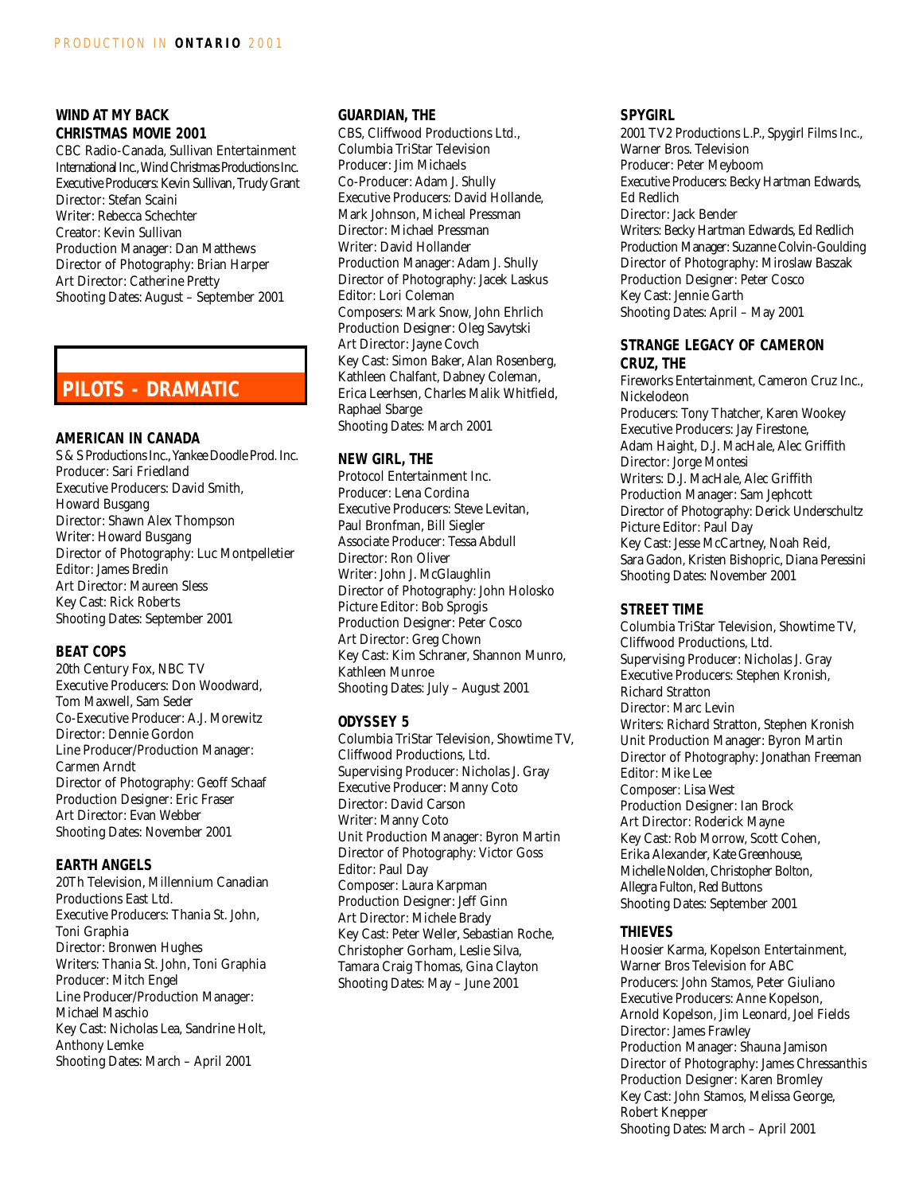### WIND AT MY BACK CHRISTMAS MOVIE 2001

CBC Radio-Canada, Sullivan Entertainment International Inc., Wind Christmas Productions Inc.
Executive Producers: Kevin Sullivan, Trudy Grant
Director: Stefan Scaini
Writer: Rebecca Schechter
Creator: Kevin Sullivan
Production Manager: Dan Matthews
Director of Photography: Brian Harper
Art Director: Catherine Pretty
Shooting Dates: August – September 2001

## PILOTS - DRAMATIC

### AMERICAN IN CANADA

S & S Productions Inc., Yankee Doodle Prod. Inc.
Producer: Sari Friedland
Executive Producers: David Smith, Howard Busgang
Director: Shawn Alex Thompson
Writer: Howard Busgang
Director of Photography: Luc Montpelletier
Editor: James Bredin
Art Director: Maureen Sless
Key Cast: Rick Roberts
Shooting Dates: September 2001

### BEAT COPS

20th Century Fox, NBC TV
Executive Producers: Don Woodward, Tom Maxwell, Sam Seder
Co-Executive Producer: A.J. Morewitz
Director: Dennie Gordon
Line Producer/Production Manager: Carmen Arndt
Director of Photography: Geoff Schaaf
Production Designer: Eric Fraser
Art Director: Evan Webber
Shooting Dates: November 2001

### EARTH ANGELS

20Th Television, Millennium Canadian Productions East Ltd.
Executive Producers: Thania St. John, Toni Graphia
Director: Bronwen Hughes
Writers: Thania St. John, Toni Graphia
Producer: Mitch Engel
Line Producer/Production Manager: Michael Maschio
Key Cast: Nicholas Lea, Sandrine Holt, Anthony Lemke
Shooting Dates: March – April 2001

### GUARDIAN, THE

CBS, Cliffwood Productions Ltd., Columbia TriStar Television
Producer: Jim Michaels
Co-Producer: Adam J. Shully
Executive Producers: David Hollande, Mark Johnson, Micheal Pressman
Director: Michael Pressman
Writer: David Hollander
Production Manager: Adam J. Shully
Director of Photography: Jacek Laskus
Editor: Lori Coleman
Composers: Mark Snow, John Ehrlich
Production Designer: Oleg Savytski
Art Director: Jayne Covch
Key Cast: Simon Baker, Alan Rosenberg, Kathleen Chalfant, Dabney Coleman, Erica Leerhsen, Charles Malik Whitfield, Raphael Sbarge
Shooting Dates: March 2001

### NEW GIRL, THE

Protocol Entertainment Inc.
Producer: Lena Cordina
Executive Producers: Steve Levitan, Paul Bronfman, Bill Siegler
Associate Producer: Tessa Abdull
Director: Ron Oliver
Writer: John J. McGlaughlin
Director of Photography: John Holosko
Picture Editor: Bob Sprogis
Production Designer: Peter Cosco
Art Director: Greg Chown
Key Cast: Kim Schraner, Shannon Munro, Kathleen Munroe
Shooting Dates: July – August 2001

### ODYSSEY 5

Columbia TriStar Television, Showtime TV, Cliffwood Productions, Ltd.
Supervising Producer: Nicholas J. Gray
Executive Producer: Manny Coto
Director: David Carson
Writer: Manny Coto
Unit Production Manager: Byron Martin
Director of Photography: Victor Goss
Editor: Paul Day
Composer: Laura Karpman
Production Designer: Jeff Ginn
Art Director: Michele Brady
Key Cast: Peter Weller, Sebastian Roche, Christopher Gorham, Leslie Silva, Tamara Craig Thomas, Gina Clayton
Shooting Dates: May – June 2001

### SPYGIRL

2001 TV2 Productions L.P., Spygirl Films Inc., Warner Bros. Television
Producer: Peter Meyboom
Executive Producers: Becky Hartman Edwards, Ed Redlich
Director: Jack Bender
Writers: Becky Hartman Edwards, Ed Redlich
Production Manager: Suzanne Colvin-Goulding
Director of Photography: Miroslaw Baszak
Production Designer: Peter Cosco
Key Cast: Jennie Garth
Shooting Dates: April – May 2001

### STRANGE LEGACY OF CAMERON CRUZ, THE

Fireworks Entertainment, Cameron Cruz Inc., Nickelodeon
Producers: Tony Thatcher, Karen Wookey
Executive Producers: Jay Firestone, Adam Haight, D.J. MacHale, Alec Griffith
Director: Jorge Montesi
Writers: D.J. MacHale, Alec Griffith
Production Manager: Sam Jephcott
Director of Photography: Derick Underschultz
Picture Editor: Paul Day
Key Cast: Jesse McCartney, Noah Reid, Sara Gadon, Kristen Bishopric, Diana Peressini
Shooting Dates: November 2001

### STREET TIME

Columbia TriStar Television, Showtime TV, Cliffwood Productions, Ltd.
Supervising Producer: Nicholas J. Gray
Executive Producers: Stephen Kronish, Richard Stratton
Director: Marc Levin
Writers: Richard Stratton, Stephen Kronish
Unit Production Manager: Byron Martin
Director of Photography: Jonathan Freeman
Editor: Mike Lee
Composer: Lisa West
Production Designer: Ian Brock
Art Director: Roderick Mayne
Key Cast: Rob Morrow, Scott Cohen, Erika Alexander, Kate Greenhouse, Michelle Nolden, Christopher Bolton, Allegra Fulton, Red Buttons
Shooting Dates: September 2001

### THIEVES

Hoosier Karma, Kopelson Entertainment, Warner Bros Television for ABC
Producers: John Stamos, Peter Giuliano
Executive Producers: Anne Kopelson, Arnold Kopelson, Jim Leonard, Joel Fields
Director: James Frawley
Production Manager: Shauna Jamison
Director of Photography: James Chressanthis
Production Designer: Karen Bromley
Key Cast: John Stamos, Melissa George, Robert Knepper
Shooting Dates: March – April 2001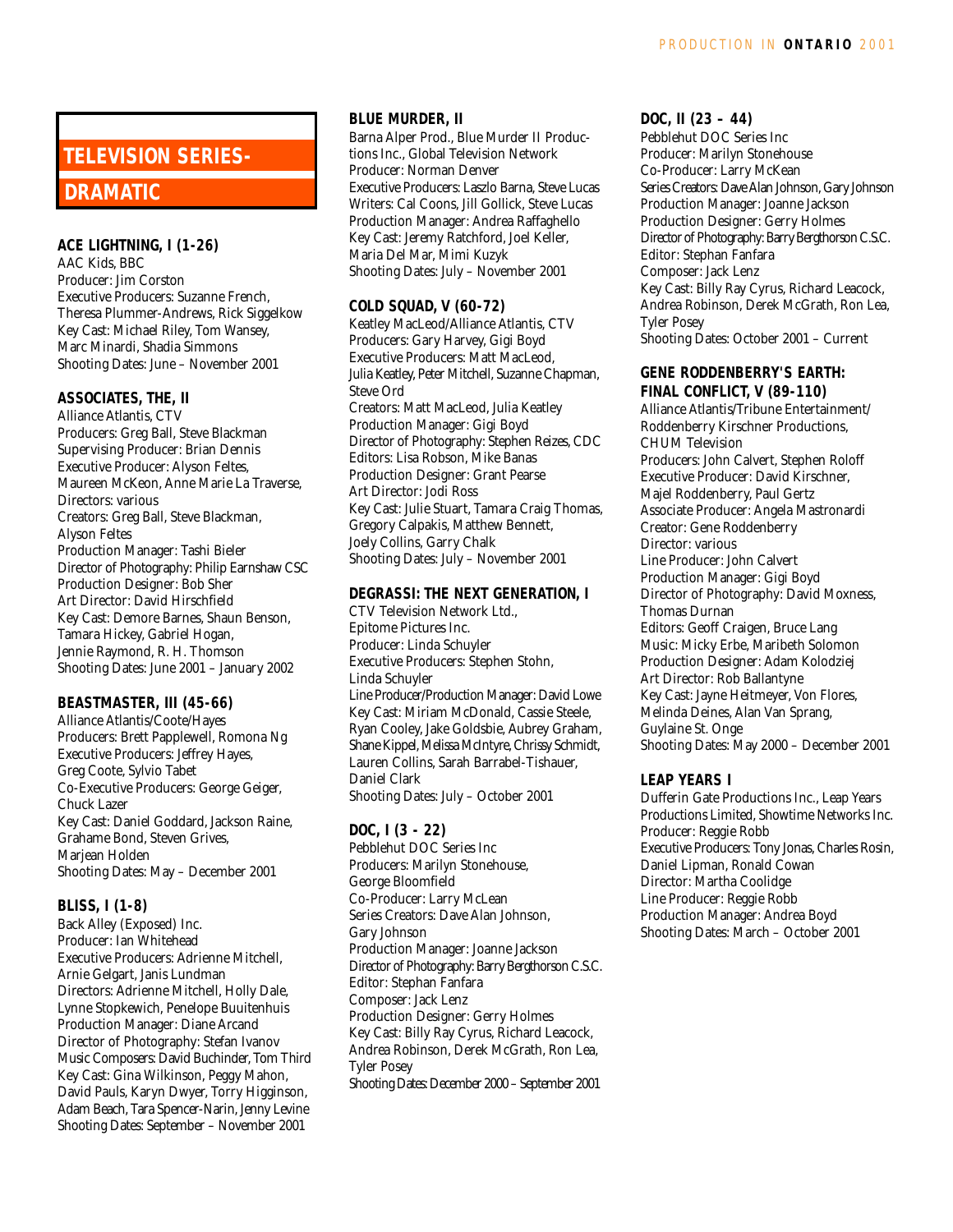## TELEVISION SERIES-DRAMATIC

### ACE LIGHTNING, I (1-26)

AAC Kids, BBC
Producer: Jim Corston
Executive Producers: Suzanne French, Theresa Plummer-Andrews, Rick Siggelkow
Key Cast: Michael Riley, Tom Wansey, Marc Minardi, Shadia Simmons
Shooting Dates: June – November 2001

### ASSOCIATES, THE, II

Alliance Atlantis, CTV
Producers: Greg Ball, Steve Blackman
Supervising Producer: Brian Dennis
Executive Producer: Alyson Feltes, Maureen McKeon, Anne Marie La Traverse,
Directors: various
Creators: Greg Ball, Steve Blackman, Alyson Feltes
Production Manager: Tashi Bieler
Director of Photography: Philip Earnshaw CSC
Production Designer: Bob Sher
Art Director: David Hirschfield
Key Cast: Demore Barnes, Shaun Benson, Tamara Hickey, Gabriel Hogan, Jennie Raymond, R. H. Thomson
Shooting Dates: June 2001 – January 2002

### BEASTMASTER, III (45-66)

Alliance Atlantis/Coote/Hayes
Producers: Brett Papplewell, Romona Ng
Executive Producers: Jeffrey Hayes, Greg Coote, Sylvio Tabet
Co-Executive Producers: George Geiger, Chuck Lazer
Key Cast: Daniel Goddard, Jackson Raine, Grahame Bond, Steven Grives, Marjean Holden
Shooting Dates: May – December 2001

### BLISS, I (1-8)

Back Alley (Exposed) Inc.
Producer: Ian Whitehead
Executive Producers: Adrienne Mitchell, Arnie Gelgart, Janis Lundman
Directors: Adrienne Mitchell, Holly Dale, Lynne Stopkewich, Penelope Buuitenhuis
Production Manager: Diane Arcand
Director of Photography: Stefan Ivanov
Music Composers: David Buchinder, Tom Third
Key Cast: Gina Wilkinson, Peggy Mahon, David Pauls, Karyn Dwyer, Torry Higginson, Adam Beach, Tara Spencer-Narin, Jenny Levine
Shooting Dates: September – November 2001

### BLUE MURDER, II

Barna Alper Prod., Blue Murder II Productions Inc., Global Television Network
Producer: Norman Denver
Executive Producers: Laszlo Barna, Steve Lucas
Writers: Cal Coons, Jill Gollick, Steve Lucas
Production Manager: Andrea Raffaghello
Key Cast: Jeremy Ratchford, Joel Keller, Maria Del Mar, Mimi Kuzyk
Shooting Dates: July – November 2001

### COLD SQUAD, V (60-72)

Keatley MacLeod/Alliance Atlantis, CTV
Producers: Gary Harvey, Gigi Boyd
Executive Producers: Matt MacLeod, Julia Keatley, Peter Mitchell, Suzanne Chapman, Steve Ord
Creators: Matt MacLeod, Julia Keatley
Production Manager: Gigi Boyd
Director of Photography: Stephen Reizes, CDC
Editors: Lisa Robson, Mike Banas
Production Designer: Grant Pearse
Art Director: Jodi Ross
Key Cast: Julie Stuart, Tamara Craig Thomas, Gregory Calpakis, Matthew Bennett, Joely Collins, Garry Chalk
Shooting Dates: July – November 2001

### DEGRASSI: THE NEXT GENERATION, I

CTV Television Network Ltd., Epitome Pictures Inc.
Producer: Linda Schuyler
Executive Producers: Stephen Stohn, Linda Schuyler
Line Producer/Production Manager: David Lowe
Key Cast: Miriam McDonald, Cassie Steele, Ryan Cooley, Jake Goldsbie, Aubrey Graham, Shane Kippel, Melissa McIntyre, Chrissy Schmidt, Lauren Collins, Sarah Barrabel-Tishauer, Daniel Clark
Shooting Dates: July – October 2001

### DOC, I (3 - 22)

Pebblehut DOC Series Inc
Producers: Marilyn Stonehouse, George Bloomfield
Co-Producer: Larry McLean
Series Creators: Dave Alan Johnson, Gary Johnson
Production Manager: Joanne Jackson
Director of Photography: Barry Bergthorson C.S.C.
Editor: Stephan Fanfara
Composer: Jack Lenz
Production Designer: Gerry Holmes
Key Cast: Billy Ray Cyrus, Richard Leacock, Andrea Robinson, Derek McGrath, Ron Lea, Tyler Posey
Shooting Dates: December 2000 – September 2001

### DOC, II (23 – 44)

Pebblehut DOC Series Inc
Producer: Marilyn Stonehouse
Co-Producer: Larry McKean
Series Creators: Dave Alan Johnson, Gary Johnson
Production Manager: Joanne Jackson
Production Designer: Gerry Holmes
Director of Photography: Barry Bergthorson C.S.C.
Editor: Stephan Fanfara
Composer: Jack Lenz
Key Cast: Billy Ray Cyrus, Richard Leacock, Andrea Robinson, Derek McGrath, Ron Lea, Tyler Posey
Shooting Dates: October 2001 – Current

### GENE RODDENBERRY'S EARTH: FINAL CONFLICT, V (89-110)

Alliance Atlantis/Tribune Entertainment/ Roddenberry Kirschner Productions, CHUM Television
Producers: John Calvert, Stephen Roloff
Executive Producer: David Kirschner, Majel Roddenberry, Paul Gertz
Associate Producer: Angela Mastronardi
Creator: Gene Roddenberry
Director: various
Line Producer: John Calvert
Production Manager: Gigi Boyd
Director of Photography: David Moxness, Thomas Durnan
Editors: Geoff Craigen, Bruce Lang
Music: Micky Erbe, Maribeth Solomon
Production Designer: Adam Kolodziej
Art Director: Rob Ballantyne
Key Cast: Jayne Heitmeyer, Von Flores, Melinda Deines, Alan Van Sprang, Guylaine St. Onge
Shooting Dates: May 2000 – December 2001

### LEAP YEARS I

Dufferin Gate Productions Inc., Leap Years Productions Limited, Showtime Networks Inc.
Producer: Reggie Robb
Executive Producers: Tony Jonas, Charles Rosin, Daniel Lipman, Ronald Cowan
Director: Martha Coolidge
Line Producer: Reggie Robb
Production Manager: Andrea Boyd
Shooting Dates: March – October 2001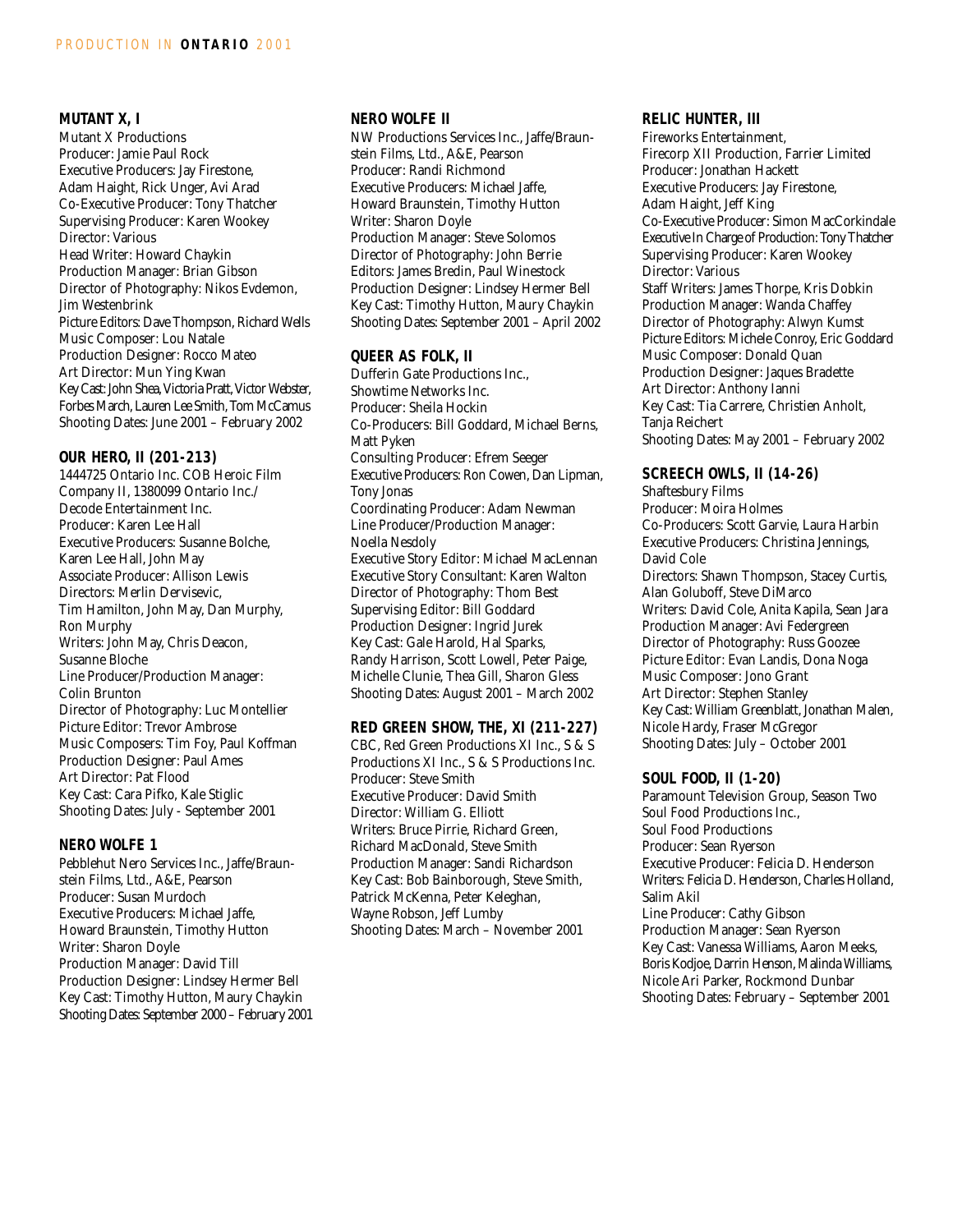### MUTANT X, I

Mutant X Productions
Producer: Jamie Paul Rock
Executive Producers: Jay Firestone, Adam Haight, Rick Unger, Avi Arad
Co-Executive Producer: Tony Thatcher
Supervising Producer: Karen Wookey
Director: Various
Head Writer: Howard Chaykin
Production Manager: Brian Gibson
Director of Photography: Nikos Evdemon, Jim Westenbrink
Picture Editors: Dave Thompson, Richard Wells
Music Composer: Lou Natale
Production Designer: Rocco Mateo
Art Director: Mun Ying Kwan
Key Cast: John Shea, Victoria Pratt, Victor Webster, Forbes March, Lauren Lee Smith, Tom McCamus
Shooting Dates: June 2001 – February 2002

### OUR HERO, II (201-213)

1444725 Ontario Inc. COB Heroic Film Company II, 1380099 Ontario Inc./ Decode Entertainment Inc.
Producer: Karen Lee Hall
Executive Producers: Susanne Bolche, Karen Lee Hall, John May
Associate Producer: Allison Lewis
Directors: Merlin Dervisevic, Tim Hamilton, John May, Dan Murphy, Ron Murphy
Writers: John May, Chris Deacon, Susanne Bloche
Line Producer/Production Manager: Colin Brunton
Director of Photography: Luc Montellier
Picture Editor: Trevor Ambrose
Music Composers: Tim Foy, Paul Koffman
Production Designer: Paul Ames
Art Director: Pat Flood
Key Cast: Cara Pifko, Kale Stiglic
Shooting Dates: July - September 2001

### NERO WOLFE 1

Pebblehut Nero Services Inc., Jaffe/Braunstein Films, Ltd., A&E, Pearson
Producer: Susan Murdoch
Executive Producers: Michael Jaffe, Howard Braunstein, Timothy Hutton
Writer: Sharon Doyle
Production Manager: David Till
Production Designer: Lindsey Hermer Bell
Key Cast: Timothy Hutton, Maury Chaykin
Shooting Dates: September 2000 – February 2001

### NERO WOLFE II

NW Productions Services Inc., Jaffe/Braunstein Films, Ltd., A&E, Pearson
Producer: Randi Richmond
Executive Producers: Michael Jaffe, Howard Braunstein, Timothy Hutton
Writer: Sharon Doyle
Production Manager: Steve Solomos
Director of Photography: John Berrie
Editors: James Bredin, Paul Winestock
Production Designer: Lindsey Hermer Bell
Key Cast: Timothy Hutton, Maury Chaykin
Shooting Dates: September 2001 – April 2002

### QUEER AS FOLK, II

Dufferin Gate Productions Inc., Showtime Networks Inc.
Producer: Sheila Hockin
Co-Producers: Bill Goddard, Michael Berns, Matt Pyken
Consulting Producer: Efrem Seeger
Executive Producers: Ron Cowen, Dan Lipman, Tony Jonas
Coordinating Producer: Adam Newman
Line Producer/Production Manager: Noella Nesdoly
Executive Story Editor: Michael MacLennan
Executive Story Consultant: Karen Walton
Director of Photography: Thom Best
Supervising Editor: Bill Goddard
Production Designer: Ingrid Jurek
Key Cast: Gale Harold, Hal Sparks, Randy Harrison, Scott Lowell, Peter Paige, Michelle Clunie, Thea Gill, Sharon Gless
Shooting Dates: August 2001 – March 2002

### RED GREEN SHOW, THE, XI (211-227)

CBC, Red Green Productions XI Inc., S & S Productions XI Inc., S & S Productions Inc.
Producer: Steve Smith
Executive Producer: David Smith
Director: William G. Elliott
Writers: Bruce Pirrie, Richard Green, Richard MacDonald, Steve Smith
Production Manager: Sandi Richardson
Key Cast: Bob Bainborough, Steve Smith, Patrick McKenna, Peter Keleghan, Wayne Robson, Jeff Lumby
Shooting Dates: March – November 2001

### RELIC HUNTER, III

Fireworks Entertainment, Firecorp XII Production, Farrier Limited
Producer: Jonathan Hackett
Executive Producers: Jay Firestone, Adam Haight, Jeff King
Co-Executive Producer: Simon MacCorkindale
Executive In Charge of Production: Tony Thatcher
Supervising Producer: Karen Wookey
Director: Various
Staff Writers: James Thorpe, Kris Dobkin
Production Manager: Wanda Chaffey
Director of Photography: Alwyn Kumst
Picture Editors: Michele Conroy, Eric Goddard
Music Composer: Donald Quan
Production Designer: Jaques Bradette
Art Director: Anthony Ianni
Key Cast: Tia Carrere, Christien Anholt, Tanja Reichert
Shooting Dates: May 2001 – February 2002

### SCREECH OWLS, II (14-26)

Shaftesbury Films
Producer: Moira Holmes
Co-Producers: Scott Garvie, Laura Harbin
Executive Producers: Christina Jennings, David Cole
Directors: Shawn Thompson, Stacey Curtis, Alan Goluboff, Steve DiMarco
Writers: David Cole, Anita Kapila, Sean Jara
Production Manager: Avi Federgreen
Director of Photography: Russ Goozee
Picture Editor: Evan Landis, Dona Noga
Music Composer: Jono Grant
Art Director: Stephen Stanley
Key Cast: William Greenblatt, Jonathan Malen, Nicole Hardy, Fraser McGregor
Shooting Dates: July – October 2001

### SOUL FOOD, II (1-20)

Paramount Television Group, Season Two Soul Food Productions Inc., Soul Food Productions
Producer: Sean Ryerson
Executive Producer: Felicia D. Henderson
Writers: Felicia D. Henderson, Charles Holland, Salim Akil
Line Producer: Cathy Gibson
Production Manager: Sean Ryerson
Key Cast: Vanessa Williams, Aaron Meeks, Boris Kodjoe, Darrin Henson, Malinda Williams, Nicole Ari Parker, Rockmond Dunbar
Shooting Dates: February – September 2001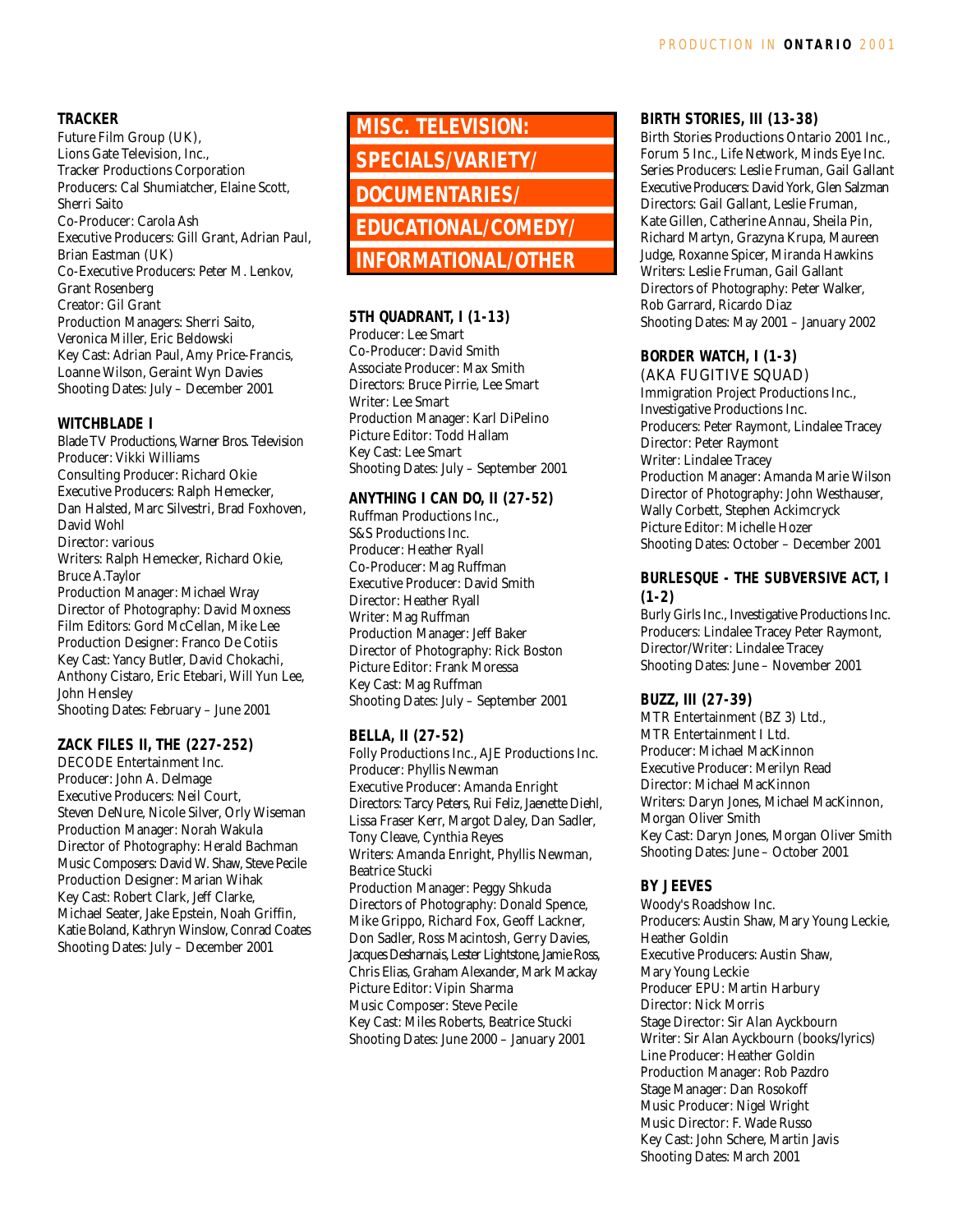### TRACKER

Future Film Group (UK),
Lions Gate Television, Inc.,
Tracker Productions Corporation
Producers: Cal Shumiatcher, Elaine Scott, Sherri Saito
Co-Producer: Carola Ash
Executive Producers: Gill Grant, Adrian Paul, Brian Eastman (UK)
Co-Executive Producers: Peter M. Lenkov, Grant Rosenberg
Creator: Gil Grant
Production Managers: Sherri Saito, Veronica Miller, Eric Beldowski
Key Cast: Adrian Paul, Amy Price-Francis, Loanne Wilson, Geraint Wyn Davies
Shooting Dates: July – December 2001

### WITCHBLADE I

Blade TV Productions, Warner Bros. Television
Producer: Vikki Williams
Consulting Producer: Richard Okie
Executive Producers: Ralph Hemecker, Dan Halsted, Marc Silvestri, Brad Foxhoven, David Wohl
Director: various
Writers: Ralph Hemecker, Richard Okie, Bruce A.Taylor
Production Manager: Michael Wray
Director of Photography: David Moxness
Film Editors: Gord McCellan, Mike Lee
Production Designer: Franco De Cotiis
Key Cast: Yancy Butler, David Chokachi, Anthony Cistaro, Eric Etebari, Will Yun Lee, John Hensley
Shooting Dates: February – June 2001

### ZACK FILES II, THE (227-252)

DECODE Entertainment Inc.
Producer: John A. Delmage
Executive Producers: Neil Court, Steven DeNure, Nicole Silver, Orly Wiseman
Production Manager: Norah Wakula
Director of Photography: Herald Bachman
Music Composers: David W. Shaw, Steve Pecile
Production Designer: Marian Wihak
Key Cast: Robert Clark, Jeff Clarke, Michael Seater, Jake Epstein, Noah Griffin, Katie Boland, Kathryn Winslow, Conrad Coates
Shooting Dates: July – December 2001

## MISC. TELEVISION: SPECIALS/VARIETY/ DOCUMENTARIES/ EDUCATIONAL/COMEDY/ INFORMATIONAL/OTHER

### 5TH QUADRANT, I (1-13)

Producer: Lee Smart
Co-Producer: David Smith
Associate Producer: Max Smith
Directors: Bruce Pirrie, Lee Smart
Writer: Lee Smart
Production Manager: Karl DiPelino
Picture Editor: Todd Hallam
Key Cast: Lee Smart
Shooting Dates: July – September 2001

### ANYTHING I CAN DO, II (27-52)

Ruffman Productions Inc., S&S Productions Inc.
Producer: Heather Ryall
Co-Producer: Mag Ruffman
Executive Producer: David Smith
Director: Heather Ryall
Writer: Mag Ruffman
Production Manager: Jeff Baker
Director of Photography: Rick Boston
Picture Editor: Frank Moressa
Key Cast: Mag Ruffman
Shooting Dates: July – September 2001

### BELLA, II (27-52)

Folly Productions Inc., AJE Productions Inc.
Producer: Phyllis Newman
Executive Producer: Amanda Enright
Directors: Tarcy Peters, Rui Feliz, Jaenette Diehl, Lissa Fraser Kerr, Margot Daley, Dan Sadler, Tony Cleave, Cynthia Reyes
Writers: Amanda Enright, Phyllis Newman, Beatrice Stucki
Production Manager: Peggy Shkuda
Directors of Photography: Donald Spence, Mike Grippo, Richard Fox, Geoff Lackner, Don Sadler, Ross Macintosh, Gerry Davies, Jacques Desharnais, Lester Lightstone, Jamie Ross, Chris Elias, Graham Alexander, Mark Mackay
Picture Editor: Vipin Sharma
Music Composer: Steve Pecile
Key Cast: Miles Roberts, Beatrice Stucki
Shooting Dates: June 2000 – January 2001

### BIRTH STORIES, III (13-38)

Birth Stories Productions Ontario 2001 Inc., Forum 5 Inc., Life Network, Minds Eye Inc.
Series Producers: Leslie Fruman, Gail Gallant
Executive Producers: David York, Glen Salzman
Directors: Gail Gallant, Leslie Fruman, Kate Gillen, Catherine Annau, Sheila Pin, Richard Martyn, Grazyna Krupa, Maureen Judge, Roxanne Spicer, Miranda Hawkins
Writers: Leslie Fruman, Gail Gallant
Directors of Photography: Peter Walker, Rob Garrard, Ricardo Diaz
Shooting Dates: May 2001 – January 2002

### BORDER WATCH, I (1-3)

(AKA FUGITIVE SQUAD)
Immigration Project Productions Inc., Investigative Productions Inc.
Producers: Peter Raymont, Lindalee Tracey
Director: Peter Raymont
Writer: Lindalee Tracey
Production Manager: Amanda Marie Wilson
Director of Photography: John Westhauser, Wally Corbett, Stephen Ackimcryck
Picture Editor: Michelle Hozer
Shooting Dates: October – December 2001

### BURLESQUE - THE SUBVERSIVE ACT, I (1-2)

Burly Girls Inc., Investigative Productions Inc.
Producers: Lindalee Tracey Peter Raymont,
Director/Writer: Lindalee Tracey
Shooting Dates: June – November 2001

### BUZZ, III (27-39)

MTR Entertainment (BZ 3) Ltd., MTR Entertainment I Ltd.
Producer: Michael MacKinnon
Executive Producer: Merilyn Read
Director: Michael MacKinnon
Writers: Daryn Jones, Michael MacKinnon, Morgan Oliver Smith
Key Cast: Daryn Jones, Morgan Oliver Smith
Shooting Dates: June – October 2001

### BY JEEVES

Woody's Roadshow Inc.
Producers: Austin Shaw, Mary Young Leckie, Heather Goldin
Executive Producers: Austin Shaw, Mary Young Leckie
Producer EPU: Martin Harbury
Director: Nick Morris
Stage Director: Sir Alan Ayckbourn
Writer: Sir Alan Ayckbourn (books/lyrics)
Line Producer: Heather Goldin
Production Manager: Rob Pazdro
Stage Manager: Dan Rosokoff
Music Producer: Nigel Wright
Music Director: F. Wade Russo
Key Cast: John Schere, Martin Javis
Shooting Dates: March 2001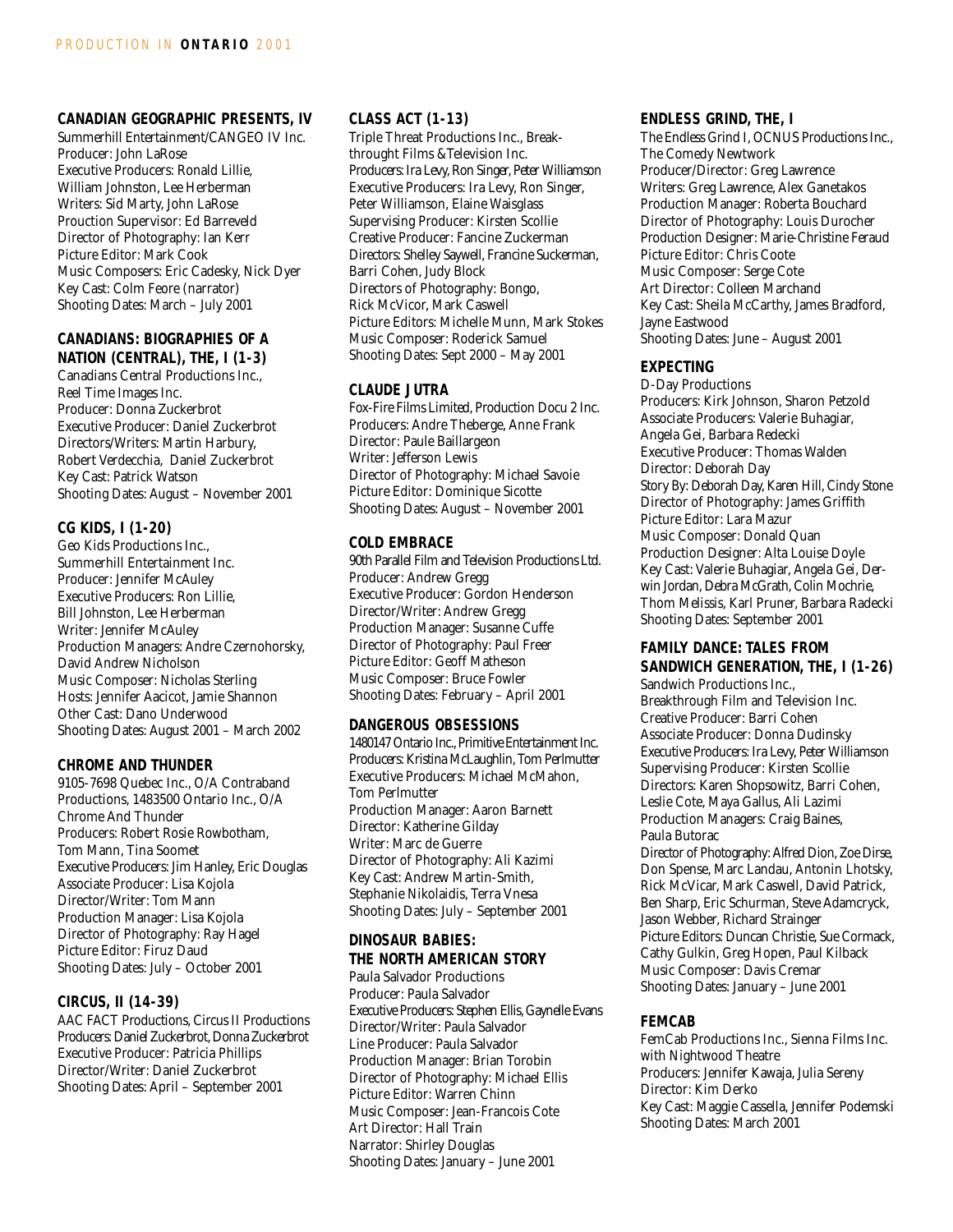### CANADIAN GEOGRAPHIC PRESENTS, IV

Summerhill Entertainment/CANGEO IV Inc.
Producer: John LaRose
Executive Producers: Ronald Lillie, William Johnston, Lee Herberman
Writers: Sid Marty, John LaRose
Prouction Supervisor: Ed Barreveld
Director of Photography: Ian Kerr
Picture Editor: Mark Cook
Music Composers: Eric Cadesky, Nick Dyer
Key Cast: Colm Feore (narrator)
Shooting Dates: March – July 2001

### CANADIANS: BIOGRAPHIES OF A NATION (CENTRAL), THE, I (1-3)

Canadians Central Productions Inc., Reel Time Images Inc.
Producer: Donna Zuckerbrot
Executive Producer: Daniel Zuckerbrot
Directors/Writers: Martin Harbury, Robert Verdecchia, Daniel Zuckerbrot
Key Cast: Patrick Watson
Shooting Dates: August – November 2001

### CG KIDS, I (1-20)

Geo Kids Productions Inc., Summerhill Entertainment Inc.
Producer: Jennifer McAuley
Executive Producers: Ron Lillie, Bill Johnston, Lee Herberman
Writer: Jennifer McAuley
Production Managers: Andre Czernohorsky, David Andrew Nicholson
Music Composer: Nicholas Sterling
Hosts: Jennifer Aacicot, Jamie Shannon
Other Cast: Dano Underwood
Shooting Dates: August 2001 – March 2002

### CHROME AND THUNDER

9105-7698 Quebec Inc., O/A Contraband Productions, 1483500 Ontario Inc., O/A Chrome And Thunder
Producers: Robert Rosie Rowbotham, Tom Mann, Tina Soomet
Executive Producers: Jim Hanley, Eric Douglas
Associate Producer: Lisa Kojola
Director/Writer: Tom Mann
Production Manager: Lisa Kojola
Director of Photography: Ray Hagel
Picture Editor: Firuz Daud
Shooting Dates: July – October 2001

### CIRCUS, II (14-39)

AAC FACT Productions, Circus II Productions
Producers: Daniel Zuckerbrot, Donna Zuckerbrot
Executive Producer: Patricia Phillips
Director/Writer: Daniel Zuckerbrot
Shooting Dates: April – September 2001

### CLASS ACT (1-13)

Triple Threat Productions Inc., Breakthrought Films &Television Inc.
Producers: Ira Levy, Ron Singer, Peter Williamson
Executive Producers: Ira Levy, Ron Singer, Peter Williamson, Elaine Waisglass
Supervising Producer: Kirsten Scollie
Creative Producer: Fancine Zuckerman
Directors: Shelley Saywell, Francine Suckerman, Barri Cohen, Judy Block
Directors of Photography: Bongo, Rick McVicor, Mark Caswell
Picture Editors: Michelle Munn, Mark Stokes
Music Composer: Roderick Samuel
Shooting Dates: Sept 2000 – May 2001

### CLAUDE JUTRA

Fox-Fire Films Limited, Production Docu 2 Inc.
Producers: Andre Theberge, Anne Frank
Director: Paule Baillargeon
Writer: Jefferson Lewis
Director of Photography: Michael Savoie
Picture Editor: Dominique Sicotte
Shooting Dates: August – November 2001

### COLD EMBRACE

90th Parallel Film and Television Productions Ltd.
Producer: Andrew Gregg
Executive Producer: Gordon Henderson
Director/Writer: Andrew Gregg
Production Manager: Susanne Cuffe
Director of Photography: Paul Freer
Picture Editor: Geoff Matheson
Music Composer: Bruce Fowler
Shooting Dates: February – April 2001

### DANGEROUS OBSESSIONS

1480147 Ontario Inc., Primitive Entertainment Inc.
Producers: Kristina McLaughlin, Tom Perlmutter
Executive Producers: Michael McMahon, Tom Perlmutter
Production Manager: Aaron Barnett
Director: Katherine Gilday
Writer: Marc de Guerre
Director of Photography: Ali Kazimi
Key Cast: Andrew Martin-Smith, Stephanie Nikolaidis, Terra Vnesa
Shooting Dates: July – September 2001

### DINOSAUR BABIES: THE NORTH AMERICAN STORY

Paula Salvador Productions
Producer: Paula Salvador
Executive Producers: Stephen Ellis, Gaynelle Evans
Director/Writer: Paula Salvador
Line Producer: Paula Salvador
Production Manager: Brian Torobin
Director of Photography: Michael Ellis
Picture Editor: Warren Chinn
Music Composer: Jean-Francois Cote
Art Director: Hall Train
Narrator: Shirley Douglas
Shooting Dates: January – June 2001

### ENDLESS GRIND, THE, I

The Endless Grind I, OCNUS Productions Inc., The Comedy Newtwork
Producer/Director: Greg Lawrence
Writers: Greg Lawrence, Alex Ganetakos
Production Manager: Roberta Bouchard
Director of Photography: Louis Durocher
Production Designer: Marie-Christine Feraud
Picture Editor: Chris Coote
Music Composer: Serge Cote
Art Director: Colleen Marchand
Key Cast: Sheila McCarthy, James Bradford, Jayne Eastwood
Shooting Dates: June – August 2001

### EXPECTING

D-Day Productions
Producers: Kirk Johnson, Sharon Petzold
Associate Producers: Valerie Buhagiar, Angela Gei, Barbara Redecki
Executive Producer: Thomas Walden
Director: Deborah Day
Story By: Deborah Day, Karen Hill, Cindy Stone
Director of Photography: James Griffith
Picture Editor: Lara Mazur
Music Composer: Donald Quan
Production Designer: Alta Louise Doyle
Key Cast: Valerie Buhagiar, Angela Gei, Derwin Jordan, Debra McGrath, Colin Mochrie, Thom Melissis, Karl Pruner, Barbara Radecki
Shooting Dates: September 2001

### FAMILY DANCE: TALES FROM SANDWICH GENERATION, THE, I (1-26)

Sandwich Productions Inc., Breakthrough Film and Television Inc.
Creative Producer: Barri Cohen
Associate Producer: Donna Dudinsky
Executive Producers: Ira Levy, Peter Williamson
Supervising Producer: Kirsten Scollie
Directors: Karen Shopsowitz, Barri Cohen, Leslie Cote, Maya Gallus, Ali Lazimi
Production Managers: Craig Baines, Paula Butorac
Director of Photography: Alfred Dion, Zoe Dirse, Don Spense, Marc Landau, Antonin Lhotsky, Rick McVicar, Mark Caswell, David Patrick, Ben Sharp, Eric Schurman, Steve Adamcryck, Jason Webber, Richard Strainger
Picture Editors: Duncan Christie, Sue Cormack, Cathy Gulkin, Greg Hopen, Paul Kilback
Music Composer: Davis Cremar
Shooting Dates: January – June 2001

### FEMCAB

FemCab Productions Inc., Sienna Films Inc. with Nightwood Theatre
Producers: Jennifer Kawaja, Julia Sereny
Director: Kim Derko
Key Cast: Maggie Cassella, Jennifer Podemski
Shooting Dates: March 2001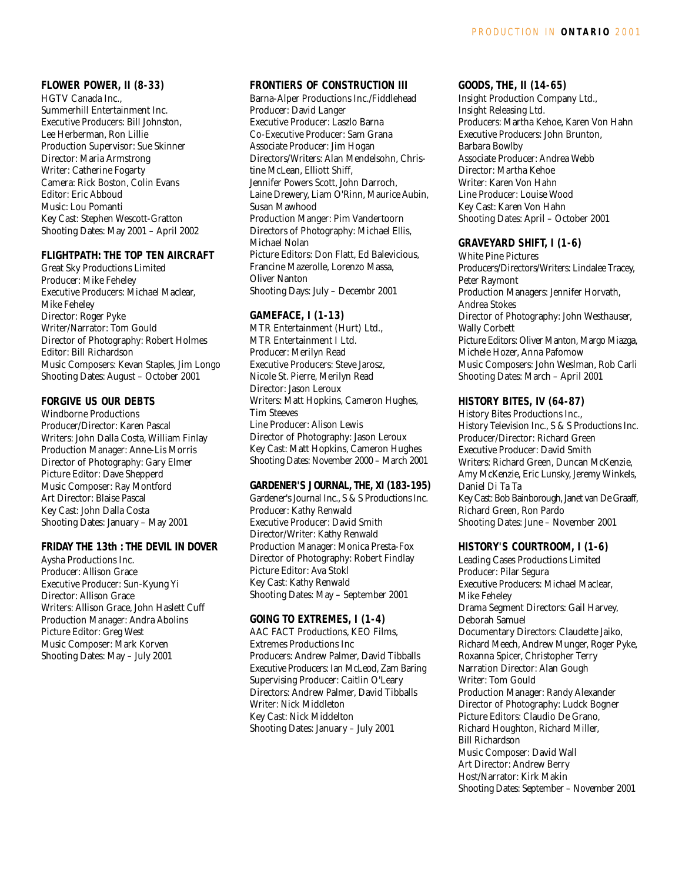### FLOWER POWER, II (8-33)

HGTV Canada Inc.,
Summerhill Entertainment Inc.
Executive Producers: Bill Johnston, Lee Herberman, Ron Lillie
Production Supervisor: Sue Skinner
Director: Maria Armstrong
Writer: Catherine Fogarty
Camera: Rick Boston, Colin Evans
Editor: Eric Abboud
Music: Lou Pomanti
Key Cast: Stephen Wescott-Gratton
Shooting Dates: May 2001 – April 2002

### FLIGHTPATH: THE TOP TEN AIRCRAFT

Great Sky Productions Limited
Producer: Mike Feheley
Executive Producers: Michael Maclear, Mike Feheley
Director: Roger Pyke
Writer/Narrator: Tom Gould
Director of Photography: Robert Holmes
Editor: Bill Richardson
Music Composers: Kevan Staples, Jim Longo
Shooting Dates: August – October 2001

### FORGIVE US OUR DEBTS

Windborne Productions
Producer/Director: Karen Pascal
Writers: John Dalla Costa, William Finlay
Production Manager: Anne-Lis Morris
Director of Photography: Gary Elmer
Picture Editor: Dave Shepperd
Music Composer: Ray Montford
Art Director: Blaise Pascal
Key Cast: John Dalla Costa
Shooting Dates: January – May 2001

### FRIDAY THE 13th : THE DEVIL IN DOVER

Aysha Productions Inc.
Producer: Allison Grace
Executive Producer: Sun-Kyung Yi
Director: Allison Grace
Writers: Allison Grace, John Haslett Cuff
Production Manager: Andra Abolins
Picture Editor: Greg West
Music Composer: Mark Korven
Shooting Dates: May – July 2001

### FRONTIERS OF CONSTRUCTION III

Barna-Alper Productions Inc./Fiddlehead
Producer: David Langer
Executive Producer: Laszlo Barna
Co-Executive Producer: Sam Grana
Associate Producer: Jim Hogan
Directors/Writers: Alan Mendelsohn, Christine McLean, Elliott Shiff, Jennifer Powers Scott, John Darroch, Laine Drewery, Liam O'Rinn, Maurice Aubin, Susan Mawhood
Production Manger: Pim Vandertoorn
Directors of Photography: Michael Ellis, Michael Nolan
Picture Editors: Don Flatt, Ed Balevicious, Francine Mazerolle, Lorenzo Massa, Oliver Nanton
Shooting Days: July – Decembr 2001

### GAMEFACE, I (1-13)

MTR Entertainment (Hurt) Ltd.,
MTR Entertainment I Ltd.
Producer: Merilyn Read
Executive Producers: Steve Jarosz, Nicole St. Pierre, Merilyn Read
Director: Jason Leroux
Writers: Matt Hopkins, Cameron Hughes, Tim Steeves
Line Producer: Alison Lewis
Director of Photography: Jason Leroux
Key Cast: Matt Hopkins, Cameron Hughes
Shooting Dates: November 2000 – March 2001

### GARDENER'S JOURNAL, THE, XI (183-195)

Gardener's Journal Inc., S & S Productions Inc.
Producer: Kathy Renwald
Executive Producer: David Smith
Director/Writer: Kathy Renwald
Production Manager: Monica Presta-Fox
Director of Photography: Robert Findlay
Picture Editor: Ava Stokl
Key Cast: Kathy Renwald
Shooting Dates: May – September 2001

### GOING TO EXTREMES, I (1-4)

AAC FACT Productions, KEO Films, Extremes Productions Inc
Producers: Andrew Palmer, David Tibballs
Executive Producers: Ian McLeod, Zam Baring
Supervising Producer: Caitlin O'Leary
Directors: Andrew Palmer, David Tibballs
Writer: Nick Middleton
Key Cast: Nick Middelton
Shooting Dates: January – July 2001

### GOODS, THE, II (14-65)

Insight Production Company Ltd.,
Insight Releasing Ltd.
Producers: Martha Kehoe, Karen Von Hahn
Executive Producers: John Brunton, Barbara Bowlby
Associate Producer: Andrea Webb
Director: Martha Kehoe
Writer: Karen Von Hahn
Line Producer: Louise Wood
Key Cast: Karen Von Hahn
Shooting Dates: April – October 2001

### GRAVEYARD SHIFT, I (1-6)

White Pine Pictures
Producers/Directors/Writers: Lindalee Tracey, Peter Raymont
Production Managers: Jennifer Horvath, Andrea Stokes
Director of Photography: John Westhauser, Wally Corbett
Picture Editors: Oliver Manton, Margo Miazga, Michele Hozer, Anna Pafomow
Music Composers: John Weslman, Rob Carli
Shooting Dates: March – April 2001

### HISTORY BITES, IV (64-87)

History Bites Productions Inc.,
History Television Inc., S & S Productions Inc.
Producer/Director: Richard Green
Executive Producer: David Smith
Writers: Richard Green, Duncan McKenzie, Amy McKenzie, Eric Lunsky, Jeremy Winkels, Daniel Di Ta Ta
Key Cast: Bob Bainborough, Janet van De Graaff, Richard Green, Ron Pardo
Shooting Dates: June – November 2001

### HISTORY'S COURTROOM, I (1-6)

Leading Cases Productions Limited
Producer: Pilar Segura
Executive Producers: Michael Maclear, Mike Feheley
Drama Segment Directors: Gail Harvey, Deborah Samuel
Documentary Directors: Claudette Jaiko, Richard Meech, Andrew Munger, Roger Pyke, Roxanna Spicer, Christopher Terry
Narration Director: Alan Gough
Writer: Tom Gould
Production Manager: Randy Alexander
Director of Photography: Ludck Bogner
Picture Editors: Claudio De Grano, Richard Houghton, Richard Miller, Bill Richardson
Music Composer: David Wall
Art Director: Andrew Berry
Host/Narrator: Kirk Makin
Shooting Dates: September – November 2001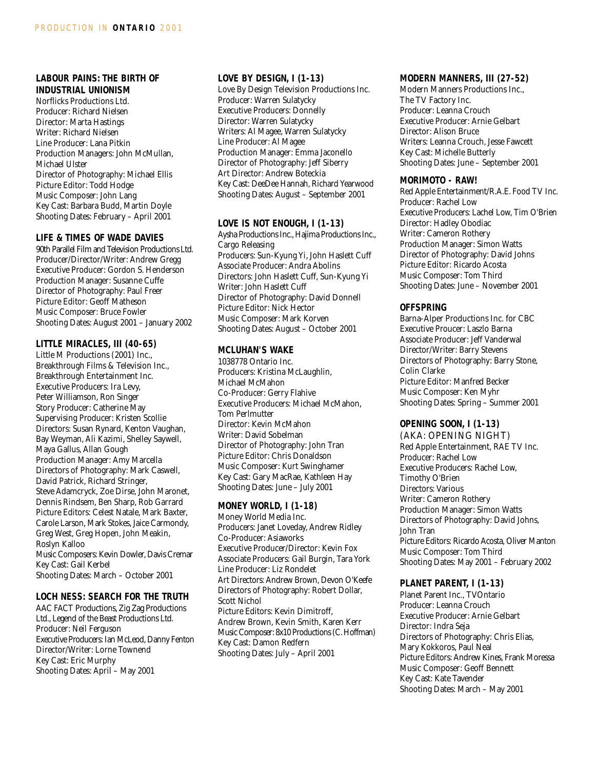### LABOUR PAINS: THE BIRTH OF INDUSTRIAL UNIONISM

Norflicks Productions Ltd.
Producer: Richard Nielsen
Director: Marta Hastings
Writer: Richard Nielsen
Line Producer: Lana Pitkin
Production Managers: John McMullan, Michael Ulster
Director of Photography: Michael Ellis
Picture Editor: Todd Hodge
Music Composer: John Lang
Key Cast: Barbara Budd, Martin Doyle
Shooting Dates: February – April 2001

### LIFE & TIMES OF WADE DAVIES

90th Parallel Film and Television Productions Ltd.
Producer/Director/Writer: Andrew Gregg
Executive Producer: Gordon S. Henderson
Production Manager: Susanne Cuffe
Director of Photography: Paul Freer
Picture Editor: Geoff Matheson
Music Composer: Bruce Fowler
Shooting Dates: August 2001 – January 2002

### LITTLE MIRACLES, III (40-65)

Little M Productions (2001) Inc., Breakthrough Films & Television Inc., Breakthrough Entertainment Inc.
Executive Producers: Ira Levy, Peter Williamson, Ron Singer
Story Producer: Catherine May
Supervising Producer: Kristen Scollie
Directors: Susan Rynard, Kenton Vaughan, Bay Weyman, Ali Kazimi, Shelley Saywell, Maya Gallus, Allan Gough
Production Manager: Amy Marcella
Directors of Photography: Mark Caswell, David Patrick, Richard Stringer, Steve Adamcryck, Zoe Dirse, John Maronet, Dennis Rindsem, Ben Sharp, Rob Garrard
Picture Editors: Celest Natale, Mark Baxter, Carole Larson, Mark Stokes, Jaice Carmondy, Greg West, Greg Hopen, John Meakin, Roslyn Kalloo
Music Composers: Kevin Dowler, Davis Cremar
Key Cast: Gail Kerbel
Shooting Dates: March – October 2001

### LOCH NESS: SEARCH FOR THE TRUTH

AAC FACT Productions, Zig Zag Productions Ltd., Legend of the Beast Productions Ltd.
Producer: Neil Ferguson
Executive Producers: Ian McLeod, Danny Fenton
Director/Writer: Lorne Townend
Key Cast: Eric Murphy
Shooting Dates: April – May 2001

### LOVE BY DESIGN, I (1-13)

Love By Design Television Productions Inc.
Producer: Warren Sulatycky
Executive Producers: Donnelly
Director: Warren Sulatycky
Writers: Al Magee, Warren Sulatycky
Line Producer: Al Magee
Production Manager: Emma Jaconello
Director of Photography: Jeff Siberry
Art Director: Andrew Boteckia
Key Cast: DeeDee Hannah, Richard Yearwood
Shooting Dates: August – September 2001

### LOVE IS NOT ENOUGH, I (1-13)

Aysha Productions Inc., Hajima Productions Inc., Cargo Releasing
Producers: Sun-Kyung Yi, John Haslett Cuff
Associate Producer: Andra Abolins
Directors: John Haslett Cuff, Sun-Kyung Yi
Writer: John Haslett Cuff
Director of Photography: David Donnell
Picture Editor: Nick Hector
Music Composer: Mark Korven
Shooting Dates: August – October 2001

### MCLUHAN'S WAKE

1038778 Ontario Inc.
Producers: Kristina McLaughlin, Michael McMahon
Co-Producer: Gerry Flahive
Executive Producers: Michael McMahon, Tom Perlmutter
Director: Kevin McMahon
Writer: David Sobelman
Director of Photography: John Tran
Picture Editor: Chris Donaldson
Music Composer: Kurt Swinghamer
Key Cast: Gary MacRae, Kathleen Hay
Shooting Dates: June – July 2001

### MONEY WORLD, I (1-18)

Money World Media Inc.
Producers: Janet Loveday, Andrew Ridley
Co-Producer: Asiaworks
Executive Producer/Director: Kevin Fox
Associate Producers: Gail Burgin, Tara York
Line Producer: Liz Rondelet
Art Directors: Andrew Brown, Devon O'Keefe
Directors of Photography: Robert Dollar, Scott Nichol
Picture Editors: Kevin Dimitroff, Andrew Brown, Kevin Smith, Karen Kerr
Music Composer: 8x10 Productions (C. Hoffman)
Key Cast: Damon Redfern
Shooting Dates: July – April 2001

### MODERN MANNERS, III (27-52)

Modern Manners Productions Inc., The TV Factory Inc.
Producer: Leanna Crouch
Executive Producer: Arnie Gelbart
Director: Alison Bruce
Writers: Leanna Crouch, Jesse Fawcett
Key Cast: Michelle Butterly
Shooting Dates: June – September 2001

### MORIMOTO - RAW!

Red Apple Entertainment/R.A.E. Food TV Inc.
Producer: Rachel Low
Executive Producers: Lachel Low, Tim O'Brien
Director: Hadley Obodiac
Writer: Cameron Rothery
Production Manager: Simon Watts
Director of Photography: David Johns
Picture Editor: Ricardo Acosta
Music Composer: Tom Third
Shooting Dates: June – November 2001

### OFFSPRING

Barna-Alper Productions Inc. for CBC
Executive Proucer: Laszlo Barna
Associate Producer: Jeff Vanderwal
Director/Writer: Barry Stevens
Directors of Photography: Barry Stone, Colin Clarke
Picture Editor: Manfred Becker
Music Composer: Ken Myhr
Shooting Dates: Spring – Summer 2001

### OPENING SOON, I (1-13)

(AKA: OPENING NIGHT)
Red Apple Entertainment, RAE TV Inc.
Producer: Rachel Low
Executive Producers: Rachel Low, Timothy O'Brien
Directors: Various
Writer: Cameron Rothery
Production Manager: Simon Watts
Directors of Photography: David Johns, John Tran
Picture Editors: Ricardo Acosta, Oliver Manton
Music Composer: Tom Third
Shooting Dates: May 2001 – February 2002

### PLANET PARENT, I (1-13)

Planet Parent Inc., TVOntario
Producer: Leanna Crouch
Executive Producer: Arnie Gelbart
Director: Indra Seja
Directors of Photography: Chris Elias, Mary Kokkoros, Paul Neal
Picture Editors: Andrew Kines, Frank Moressa
Music Composer: Geoff Bennett
Key Cast: Kate Tavender
Shooting Dates: March – May 2001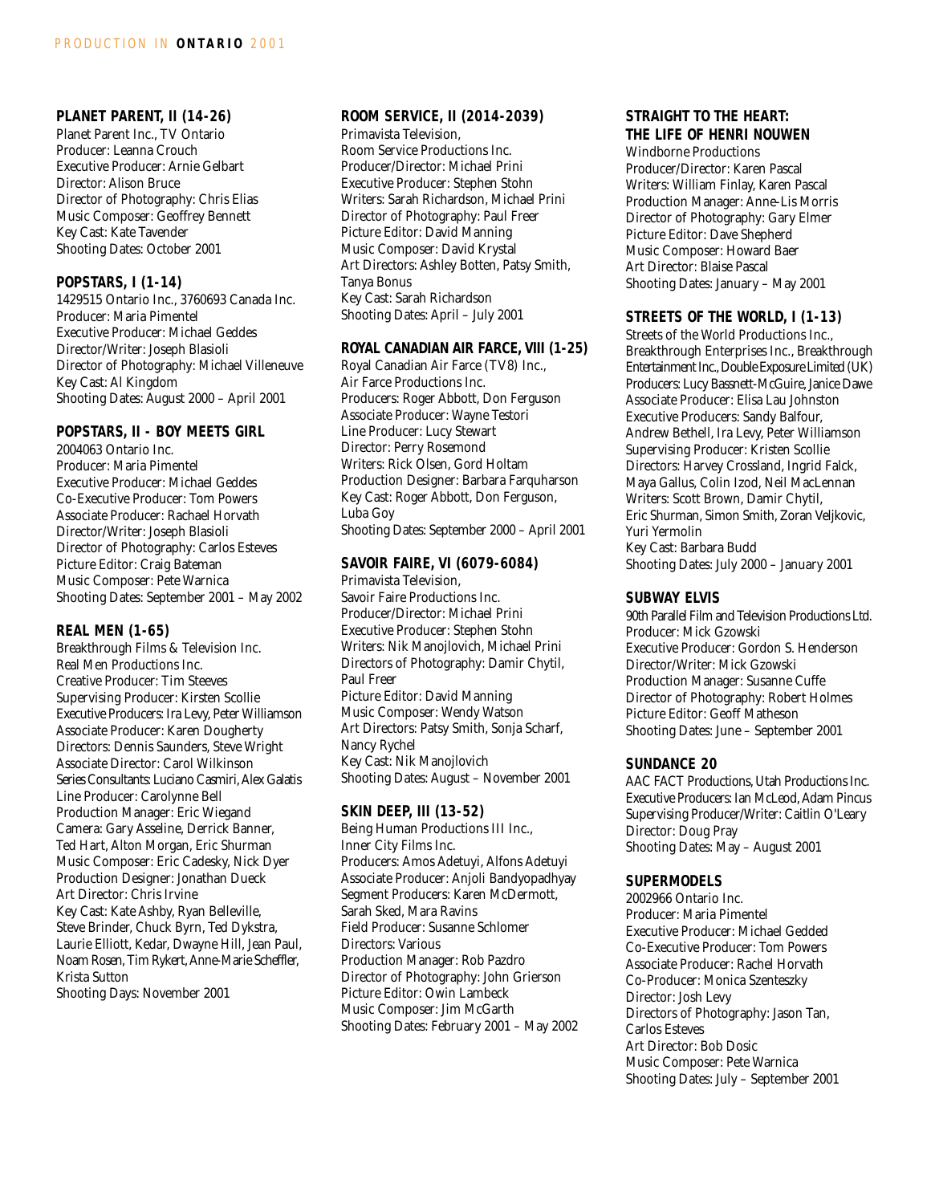### PLANET PARENT, II (14-26)

Planet Parent Inc., TV Ontario
Producer: Leanna Crouch
Executive Producer: Arnie Gelbart
Director: Alison Bruce
Director of Photography: Chris Elias
Music Composer: Geoffrey Bennett
Key Cast: Kate Tavender
Shooting Dates: October 2001

### POPSTARS, I (1-14)

1429515 Ontario Inc., 3760693 Canada Inc.
Producer: Maria Pimentel
Executive Producer: Michael Geddes
Director/Writer: Joseph Blasioli
Director of Photography: Michael Villeneuve
Key Cast: Al Kingdom
Shooting Dates: August 2000 – April 2001

### POPSTARS, II - BOY MEETS GIRL

2004063 Ontario Inc.
Producer: Maria Pimentel
Executive Producer: Michael Geddes
Co-Executive Producer: Tom Powers
Associate Producer: Rachael Horvath
Director/Writer: Joseph Blasioli
Director of Photography: Carlos Esteves
Picture Editor: Craig Bateman
Music Composer: Pete Warnica
Shooting Dates: September 2001 – May 2002

### REAL MEN (1-65)

Breakthrough Films & Television Inc.
Real Men Productions Inc.
Creative Producer: Tim Steeves
Supervising Producer: Kirsten Scollie
Executive Producers: Ira Levy, Peter Williamson
Associate Producer: Karen Dougherty
Directors: Dennis Saunders, Steve Wright
Associate Director: Carol Wilkinson
Series Consultants: Luciano Casmiri, Alex Galatis
Line Producer: Carolynne Bell
Production Manager: Eric Wiegand
Camera: Gary Asseline, Derrick Banner, Ted Hart, Alton Morgan, Eric Shurman
Music Composer: Eric Cadesky, Nick Dyer
Production Designer: Jonathan Dueck
Art Director: Chris Irvine
Key Cast: Kate Ashby, Ryan Belleville, Steve Brinder, Chuck Byrn, Ted Dykstra, Laurie Elliott, Kedar, Dwayne Hill, Jean Paul, Noam Rosen, Tim Rykert, Anne-Marie Scheffler, Krista Sutton
Shooting Days: November 2001

### ROOM SERVICE, II (2014-2039)

Primavista Television,
Room Service Productions Inc.
Producer/Director: Michael Prini
Executive Producer: Stephen Stohn
Writers: Sarah Richardson, Michael Prini
Director of Photography: Paul Freer
Picture Editor: David Manning
Music Composer: David Krystal
Art Directors: Ashley Botten, Patsy Smith, Tanya Bonus
Key Cast: Sarah Richardson
Shooting Dates: April – July 2001

### ROYAL CANADIAN AIR FARCE, VIII (1-25)

Royal Canadian Air Farce (TV8) Inc.,
Air Farce Productions Inc.
Producers: Roger Abbott, Don Ferguson
Associate Producer: Wayne Testori
Line Producer: Lucy Stewart
Director: Perry Rosemond
Writers: Rick Olsen, Gord Holtam
Production Designer: Barbara Farquharson
Key Cast: Roger Abbott, Don Ferguson, Luba Goy
Shooting Dates: September 2000 – April 2001

### SAVOIR FAIRE, VI (6079-6084)

Primavista Television,
Savoir Faire Productions Inc.
Producer/Director: Michael Prini
Executive Producer: Stephen Stohn
Writers: Nik Manojlovich, Michael Prini
Directors of Photography: Damir Chytil, Paul Freer
Picture Editor: David Manning
Music Composer: Wendy Watson
Art Directors: Patsy Smith, Sonja Scharf, Nancy Rychel
Key Cast: Nik Manojlovich
Shooting Dates: August – November 2001

### SKIN DEEP, III (13-52)

Being Human Productions III Inc.,
Inner City Films Inc.
Producers: Amos Adetuyi, Alfons Adetuyi
Associate Producer: Anjoli Bandyopadhyay
Segment Producers: Karen McDermott, Sarah Sked, Mara Ravins
Field Producer: Susanne Schlomer
Directors: Various
Production Manager: Rob Pazdro
Director of Photography: John Grierson
Picture Editor: Owin Lambeck
Music Composer: Jim McGarth
Shooting Dates: February 2001 – May 2002

### STRAIGHT TO THE HEART: THE LIFE OF HENRI NOUWEN

Windborne Productions
Producer/Director: Karen Pascal
Writers: William Finlay, Karen Pascal
Production Manager: Anne-Lis Morris
Director of Photography: Gary Elmer
Picture Editor: Dave Shepherd
Music Composer: Howard Baer
Art Director: Blaise Pascal
Shooting Dates: January – May 2001

### STREETS OF THE WORLD, I (1-13)

Streets of the World Productions Inc.,
Breakthrough Enterprises Inc., Breakthrough Entertainment Inc., Double Exposure Limited (UK)
Producers: Lucy Bassnett-McGuire, Janice Dawe
Associate Producer: Elisa Lau Johnston
Executive Producers: Sandy Balfour, Andrew Bethell, Ira Levy, Peter Williamson
Supervising Producer: Kristen Scollie
Directors: Harvey Crossland, Ingrid Falck, Maya Gallus, Colin Izod, Neil MacLennan
Writers: Scott Brown, Damir Chytil, Eric Shurman, Simon Smith, Zoran Veljkovic, Yuri Yermolin
Key Cast: Barbara Budd
Shooting Dates: July 2000 – January 2001

### SUBWAY ELVIS

90th Parallel Film and Television Productions Ltd.
Producer: Mick Gzowski
Executive Producer: Gordon S. Henderson
Director/Writer: Mick Gzowski
Production Manager: Susanne Cuffe
Director of Photography: Robert Holmes
Picture Editor: Geoff Matheson
Shooting Dates: June – September 2001

### SUNDANCE 20

AAC FACT Productions, Utah Productions Inc.
Executive Producers: Ian McLeod, Adam Pincus
Supervising Producer/Writer: Caitlin O'Leary
Director: Doug Pray
Shooting Dates: May – August 2001

### SUPERMODELS

2002966 Ontario Inc.
Producer: Maria Pimentel
Executive Producer: Michael Gedded
Co-Executive Producer: Tom Powers
Associate Producer: Rachel Horvath
Co-Producer: Monica Szenteszky
Director: Josh Levy
Directors of Photography: Jason Tan, Carlos Esteves
Art Director: Bob Dosic
Music Composer: Pete Warnica
Shooting Dates: July – September 2001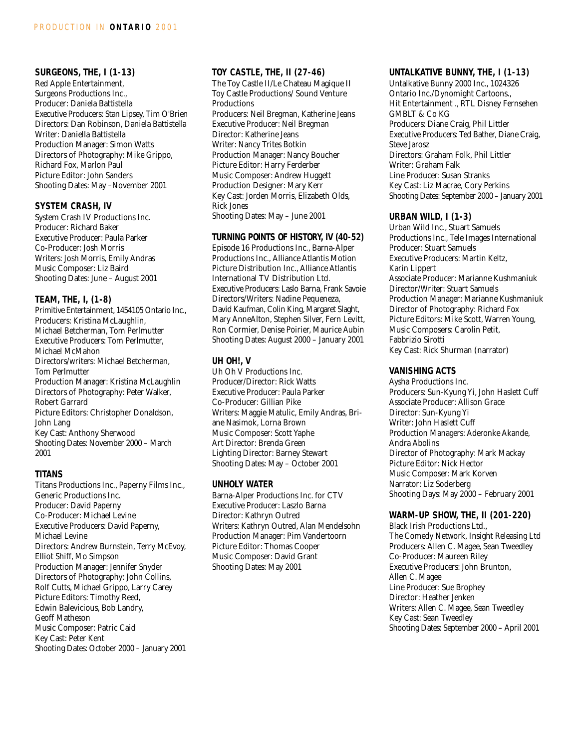### SURGEONS, THE, I (1-13)

Red Apple Entertainment,
Surgeons Productions Inc.,
Producer: Daniela Battistella
Executive Producers: Stan Lipsey, Tim O'Brien
Directors: Dan Robinson, Daniela Battistella
Writer: Daniella Battistella
Production Manager: Simon Watts
Directors of Photography: Mike Grippo, Richard Fox, Marlon Paul
Picture Editor: John Sanders
Shooting Dates: May –November 2001

### SYSTEM CRASH, IV

System Crash IV Productions Inc.
Producer: Richard Baker
Executive Producer: Paula Parker
Co-Producer: Josh Morris
Writers: Josh Morris, Emily Andras
Music Composer: Liz Baird
Shooting Dates: June – August 2001

### TEAM, THE, I, (1-8)

Primitive Entertainment, 1454105 Ontario Inc.,
Producers: Kristina McLaughlin, Michael Betcherman, Tom Perlmutter
Executive Producers: Tom Perlmutter, Michael McMahon
Directors/writers: Michael Betcherman, Tom Perlmutter
Production Manager: Kristina McLaughlin
Directors of Photography: Peter Walker, Robert Garrard
Picture Editors: Christopher Donaldson, John Lang
Key Cast: Anthony Sherwood
Shooting Dates: November 2000 – March 2001

### TITANS

Titans Productions Inc., Paperny Films Inc., Generic Productions Inc.
Producer: David Paperny
Co-Producer: Michael Levine
Executive Producers: David Paperny, Michael Levine
Directors: Andrew Burnstein, Terry McEvoy, Elliot Shiff, Mo Simpson
Production Manager: Jennifer Snyder
Directors of Photography: John Collins, Rolf Cutts, Michael Grippo, Larry Carey
Picture Editors: Timothy Reed, Edwin Balevicious, Bob Landry, Geoff Matheson
Music Composer: Patric Caid
Key Cast: Peter Kent
Shooting Dates: October 2000 – January 2001

### TOY CASTLE, THE, II (27-46)

The Toy Castle II/Le Chateau Magique II
Toy Castle Productions/ Sound Venture Productions
Producers: Neil Bregman, Katherine Jeans
Executive Producer: Neil Bregman
Director: Katherine Jeans
Writer: Nancy Trites Botkin
Production Manager: Nancy Boucher
Picture Editor: Harry Ferderber
Music Composer: Andrew Huggett
Production Designer: Mary Kerr
Key Cast: Jorden Morris, Elizabeth Olds, Rick Jones
Shooting Dates: May – June 2001

### TURNING POINTS OF HISTORY, IV (40-52)

Episode 16 Productions Inc., Barna-Alper Productions Inc., Alliance Atlantis Motion Picture Distribution Inc., Alliance Atlantis International TV Distribution Ltd.
Executive Producers: Laslo Barna, Frank Savoie
Directors/Writers: Nadine Pequeneza, David Kaufman, Colin King, Margaret Slaght, Mary AnneAlton, Stephen Silver, Fern Levitt, Ron Cormier, Denise Poirier, Maurice Aubin
Shooting Dates: August 2000 – January 2001

### UH OH!, V

Uh Oh V Productions Inc.
Producer/Director: Rick Watts
Executive Producer: Paula Parker
Co-Producer: Gillian Pike
Writers: Maggie Matulic, Emily Andras, Briane Nasimok, Lorna Brown
Music Composer: Scott Yaphe
Art Director: Brenda Green
Lighting Director: Barney Stewart
Shooting Dates: May – October 2001

### UNHOLY WATER

Barna-Alper Productions Inc. for CTV
Executive Producer: Laszlo Barna
Director: Kathryn Outred
Writers: Kathryn Outred, Alan Mendelsohn
Production Manager: Pim Vandertoorn
Picture Editor: Thomas Cooper
Music Composer: David Grant
Shooting Dates: May 2001

### UNTALKATIVE BUNNY, THE, I (1-13)

Untalkative Bunny 2000 Inc., 1024326 Ontario Inc./Dynomight Cartoons., Hit Entertainment ., RTL Disney Fernsehen GMBLT & Co KG
Producers: Diane Craig, Phil Littler
Executive Producers: Ted Bather, Diane Craig, Steve Jarosz
Directors: Graham Folk, Phil Littler
Writer: Graham Falk
Line Producer: Susan Stranks
Key Cast: Liz Macrae, Cory Perkins
Shooting Dates: September 2000 – January 2001

### URBAN WILD, I (1-3)

Urban Wild Inc., Stuart Samuels Productions Inc., Tele Images International
Producer: Stuart Samuels
Executive Producers: Martin Keltz, Karin Lippert
Associate Producer: Marianne Kushmaniuk
Director/Writer: Stuart Samuels
Production Manager: Marianne Kushmaniuk
Director of Photography: Richard Fox
Picture Editors: Mike Scott, Warren Young,
Music Composers: Carolin Petit, Fabbrizio Sirotti
Key Cast: Rick Shurman (narrator)

### VANISHING ACTS

Aysha Productions Inc.
Producers: Sun-Kyung Yi, John Haslett Cuff
Associate Producer: Allison Grace
Director: Sun-Kyung Yi
Writer: John Haslett Cuff
Production Managers: Aderonke Akande, Andra Abolins
Director of Photography: Mark Mackay
Picture Editor: Nick Hector
Music Composer: Mark Korven
Narrator: Liz Soderberg
Shooting Days: May 2000 – February 2001

### WARM-UP SHOW, THE, II (201-220)

Black Irish Productions Ltd., The Comedy Network, Insight Releasing Ltd
Producers: Allen C. Magee, Sean Tweedley
Co-Producer: Maureen Riley
Executive Producers: John Brunton, Allen C. Magee
Line Producer: Sue Brophey
Director: Heather Jenken
Writers: Allen C. Magee, Sean Tweedley
Key Cast: Sean Tweedley
Shooting Dates: September 2000 – April 2001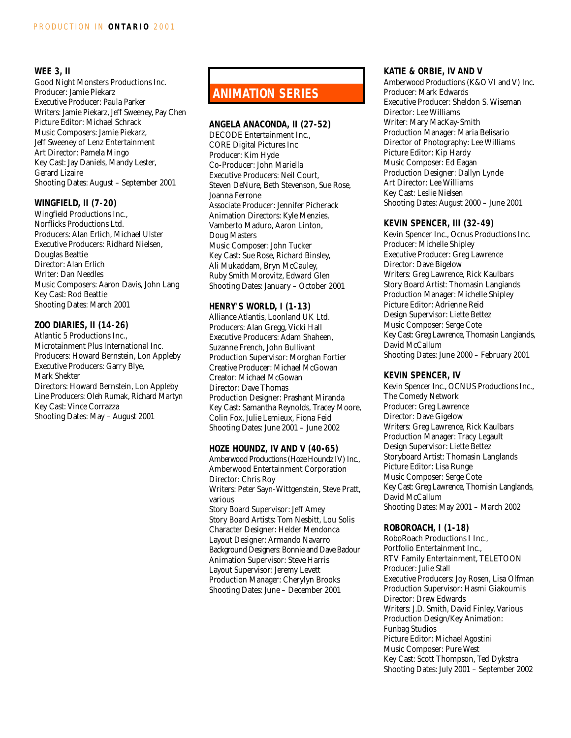### WEE 3, II

Good Night Monsters Productions Inc.
Producer: Jamie Piekarz
Executive Producer: Paula Parker
Writers: Jamie Piekarz, Jeff Sweeney, Pay Chen
Picture Editor: Michael Schrack
Music Composers: Jamie Piekarz, Jeff Sweeney of Lenz Entertainment
Art Director: Pamela Mingo
Key Cast: Jay Daniels, Mandy Lester, Gerard Lizaire
Shooting Dates: August – September 2001

### WINGFIELD, II (7-20)

Wingfield Productions Inc., Norflicks Productions Ltd.
Producers: Alan Erlich, Michael Ulster
Executive Producers: Ridhard Nielsen, Douglas Beattie
Director: Alan Erlich
Writer: Dan Needles
Music Composers: Aaron Davis, John Lang
Key Cast: Rod Beattie
Shooting Dates: March 2001

### ZOO DIARIES, II (14-26)

Atlantic 5 Productions Inc., Microtainment Plus International Inc.
Producers: Howard Bernstein, Lon Appleby
Executive Producers: Garry Blye, Mark Shekter
Directors: Howard Bernstein, Lon Appleby
Line Producers: Oleh Rumak, Richard Martyn
Key Cast: Vince Corrazza
Shooting Dates: May – August 2001

## ANIMATION SERIES

### ANGELA ANACONDA, II (27-52)

DECODE Entertainment Inc., CORE Digital Pictures Inc
Producer: Kim Hyde
Co-Producer: John Mariella
Executive Producers: Neil Court, Steven DeNure, Beth Stevenson, Sue Rose, Joanna Ferrone
Associate Producer: Jennifer Picherack
Animation Directors: Kyle Menzies, Vamberto Maduro, Aaron Linton, Doug Masters
Music Composer: John Tucker
Key Cast: Sue Rose, Richard Binsley, Ali Mukaddam, Bryn McCauley, Ruby Smith Morovitz, Edward Glen
Shooting Dates: January – October 2001

### HENRY'S WORLD, I (1-13)

Alliance Atlantis, Loonland UK Ltd.
Producers: Alan Gregg, Vicki Hall
Executive Producers: Adam Shaheen, Suzanne French, John Bullivant
Production Supervisor: Morghan Fortier
Creative Producer: Michael McGowan
Creator: Michael McGowan
Director: Dave Thomas
Production Designer: Prashant Miranda
Key Cast: Samantha Reynolds, Tracey Moore, Colin Fox, Julie Lemieux, Fiona Feid
Shooting Dates: June 2001 – June 2002

### HOZE HOUNDZ, IV AND V (40-65)

Amberwood Productions (Hoze Houndz IV) Inc., Amberwood Entertainment Corporation
Director: Chris Roy
Writers: Peter Sayn-Wittgenstein, Steve Pratt, various
Story Board Supervisor: Jeff Amey
Story Board Artists: Tom Nesbitt, Lou Solis
Character Designer: Helder Mendonca
Layout Designer: Armando Navarro
Background Designers: Bonnie and Dave Badour
Animation Supervisor: Steve Harris
Layout Supervisor: Jeremy Levett
Production Manager: Cherylyn Brooks
Shooting Dates: June – December 2001

### KATIE & ORBIE, IV AND V

Amberwood Productions (K&O VI and V) Inc.
Producer: Mark Edwards
Executive Producer: Sheldon S. Wiseman
Director: Lee Williams
Writer: Mary MacKay-Smith
Production Manager: Maria Belisario
Director of Photography: Lee Williams
Picture Editor: Kip Hardy
Music Composer: Ed Eagan
Production Designer: Dallyn Lynde
Art Director: Lee Williams
Key Cast: Leslie Nielsen
Shooting Dates: August 2000 – June 2001

### KEVIN SPENCER, III (32-49)

Kevin Spencer Inc., Ocnus Productions Inc.
Producer: Michelle Shipley
Executive Producer: Greg Lawrence
Director: Dave Bigelow
Writers: Greg Lawrence, Rick Kaulbars
Story Board Artist: Thomasin Langiands
Production Manager: Michelle Shipley
Picture Editor: Adrienne Reid
Design Supervisor: Liette Bettez
Music Composer: Serge Cote
Key Cast: Greg Lawrence, Thomasin Langiands, David McCallum
Shooting Dates: June 2000 – February 2001

### KEVIN SPENCER, IV

Kevin Spencer Inc., OCNUS Productions Inc., The Comedy Network
Producer: Greg Lawrence
Director: Dave Gigelow
Writers: Greg Lawrence, Rick Kaulbars
Production Manager: Tracy Legault
Design Supervisor: Liette Bettez
Storyboard Artist: Thomasin Langlands
Picture Editor: Lisa Runge
Music Composer: Serge Cote
Key Cast: Greg Lawrence, Thomisin Langlands, David McCallum
Shooting Dates: May 2001 – March 2002

### ROBOROACH, I (1-18)

RoboRoach Productions I Inc., Portfolio Entertainment Inc., RTV Family Entertainment, TELETOON
Producer: Julie Stall
Executive Producers: Joy Rosen, Lisa Olfman
Production Supervisor: Hasmi Giakoumis
Director: Drew Edwards
Writers: J.D. Smith, David Finley, Various
Production Design/Key Animation: Funbag Studios
Picture Editor: Michael Agostini
Music Composer: Pure West
Key Cast: Scott Thompson, Ted Dykstra
Shooting Dates: July 2001 – September 2002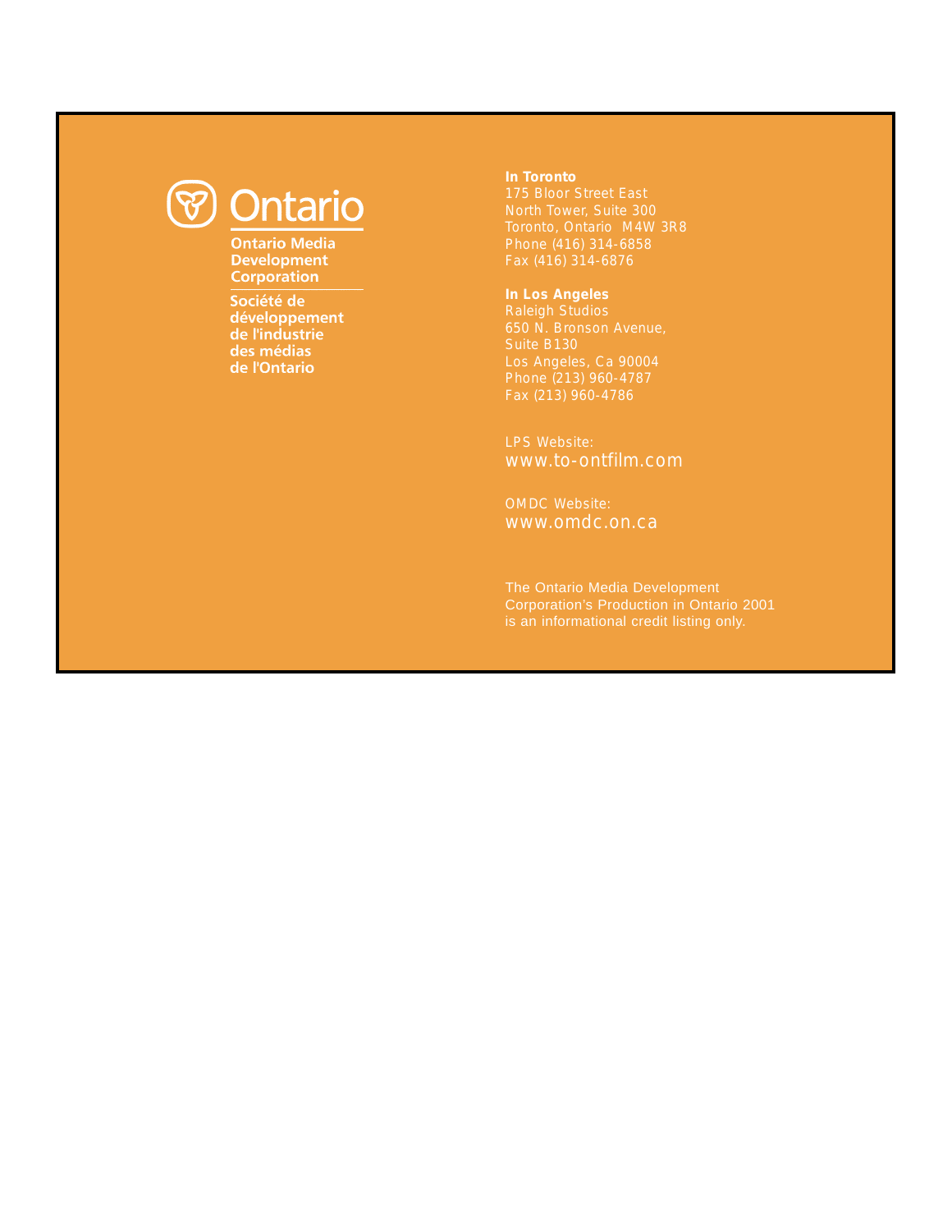Ontario

Ontario Media Development Corporation

Société de développement de l'industrie des médias de l'Ontario

**In Toronto**
175 Bloor Street East
North Tower, Suite 300
Toronto, Ontario M4W 3R8
Phone (416) 314-6858
Fax (416) 314-6876

**In Los Angeles**
Raleigh Studios
650 N. Bronson Avenue,
Suite B130
Los Angeles, Ca 90004
Phone (213) 960-4787
Fax (213) 960-4786

LPS Website:
www.to-ontfilm.com

OMDC Website:
www.omdc.on.ca

The Ontario Media Development Corporation's Production in Ontario 2001 is an informational credit listing only.